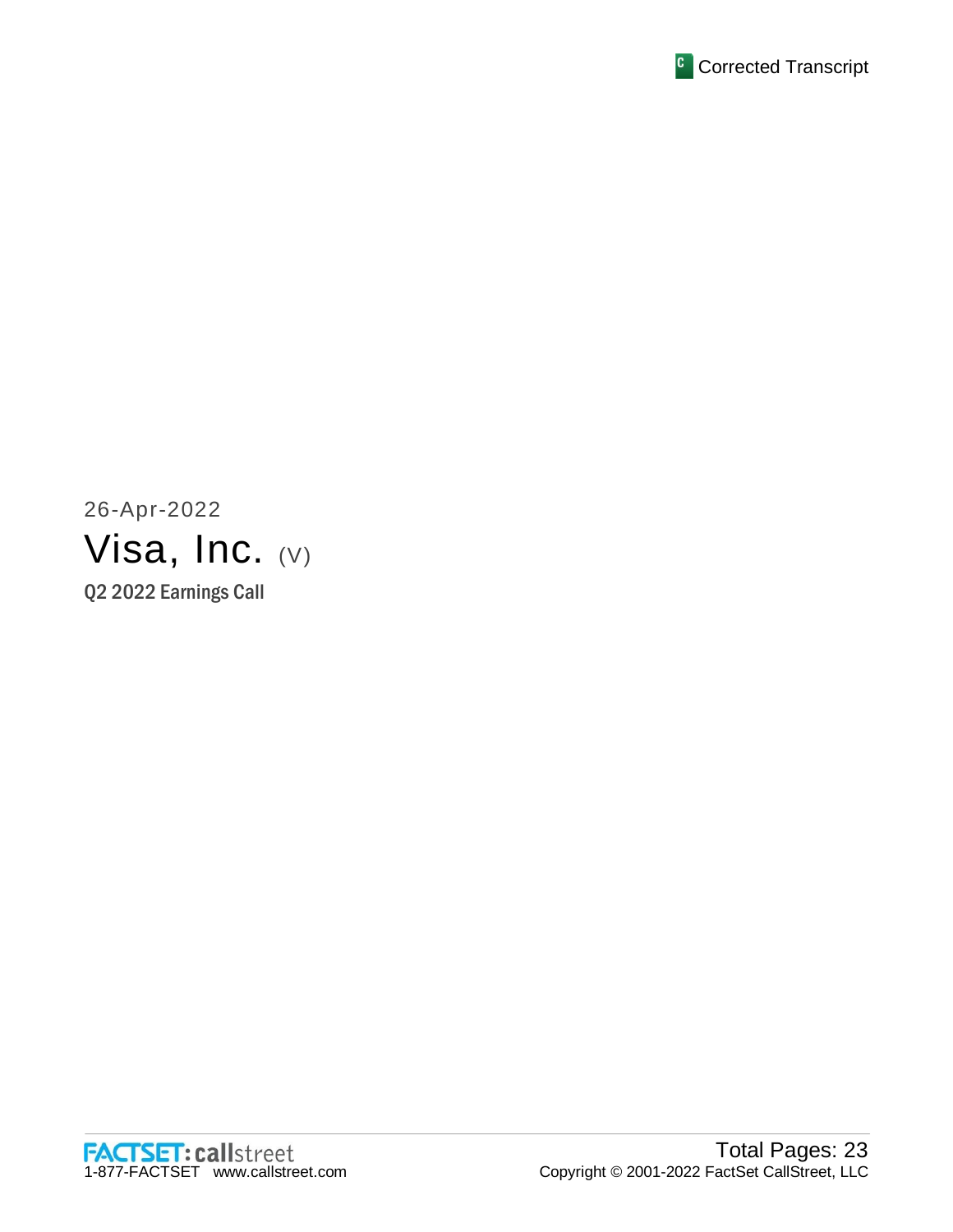Corrected Transcript

26-Apr-2022

# Visa, Inc. (V)

## Q2 2022 Earnings Call

FACTSET: callstreet
1-877-FACTSET www.callstreet.com

Total Pages: 23
Copyright © 2001-2022 FactSet CallStreet, LLC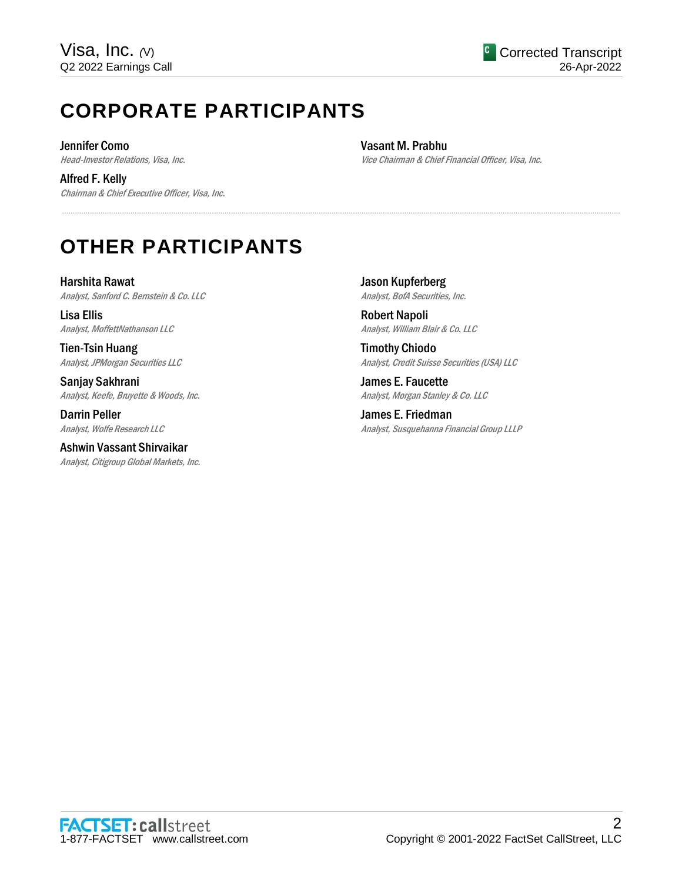# CORPORATE PARTICIPANTS

**Jennifer Como**
*Head-Investor Relations, Visa, Inc.*

**Alfred F. Kelly**
*Chairman & Chief Executive Officer, Visa, Inc.*

**Vasant M. Prabhu**
*Vice Chairman & Chief Financial Officer, Visa, Inc.*

# OTHER PARTICIPANTS

**Harshita Rawat**
*Analyst, Sanford C. Bernstein & Co. LLC*

**Lisa Ellis**
*Analyst, MoffettNathanson LLC*

**Tien-Tsin Huang**
*Analyst, JPMorgan Securities LLC*

**Sanjay Sakhrani**
*Analyst, Keefe, Bruyette & Woods, Inc.*

**Darrin Peller**
*Analyst, Wolfe Research LLC*

**Ashwin Vassant Shirvaikar**
*Analyst, Citigroup Global Markets, Inc.*

**Jason Kupferberg**
*Analyst, BofA Securities, Inc.*

**Robert Napoli**
*Analyst, William Blair & Co. LLC*

**Timothy Chiodo**
*Analyst, Credit Suisse Securities (USA) LLC*

**James E. Faucette**
*Analyst, Morgan Stanley & Co. LLC*

**James E. Friedman**
*Analyst, Susquehanna Financial Group LLLP*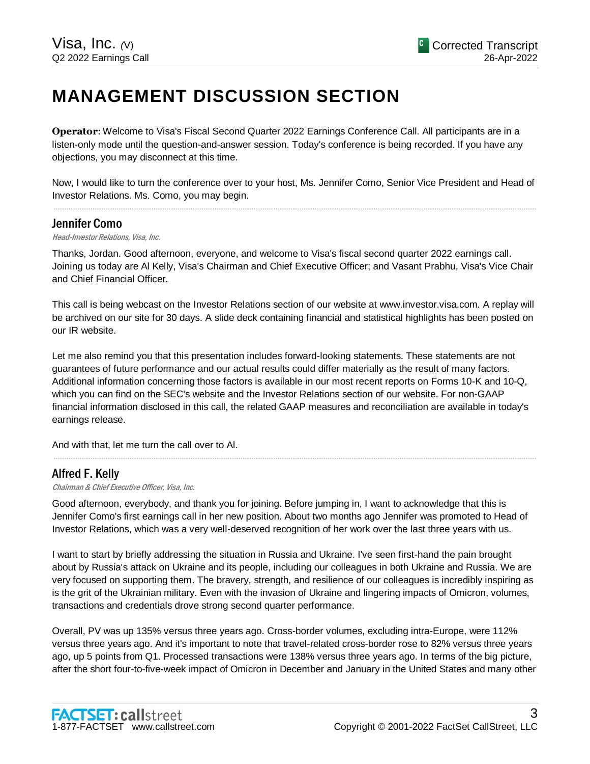# MANAGEMENT DISCUSSION SECTION

**Operator**: Welcome to Visa's Fiscal Second Quarter 2022 Earnings Conference Call. All participants are in a listen-only mode until the question-and-answer session. Today's conference is being recorded. If you have any objections, you may disconnect at this time.

Now, I would like to turn the conference over to your host, Ms. Jennifer Como, Senior Vice President and Head of Investor Relations. Ms. Como, you may begin.

---

## Jennifer Como

*Head-Investor Relations, Visa, Inc.*

Thanks, Jordan. Good afternoon, everyone, and welcome to Visa's fiscal second quarter 2022 earnings call. Joining us today are Al Kelly, Visa's Chairman and Chief Executive Officer; and Vasant Prabhu, Visa's Vice Chair and Chief Financial Officer.

This call is being webcast on the Investor Relations section of our website at www.investor.visa.com. A replay will be archived on our site for 30 days. A slide deck containing financial and statistical highlights has been posted on our IR website.

Let me also remind you that this presentation includes forward-looking statements. These statements are not guarantees of future performance and our actual results could differ materially as the result of many factors. Additional information concerning those factors is available in our most recent reports on Forms 10-K and 10-Q, which you can find on the SEC's website and the Investor Relations section of our website. For non-GAAP financial information disclosed in this call, the related GAAP measures and reconciliation are available in today's earnings release.

And with that, let me turn the call over to Al.

---

## Alfred F. Kelly

*Chairman & Chief Executive Officer, Visa, Inc.*

Good afternoon, everybody, and thank you for joining. Before jumping in, I want to acknowledge that this is Jennifer Como's first earnings call in her new position. About two months ago Jennifer was promoted to Head of Investor Relations, which was a very well-deserved recognition of her work over the last three years with us.

I want to start by briefly addressing the situation in Russia and Ukraine. I've seen first-hand the pain brought about by Russia's attack on Ukraine and its people, including our colleagues in both Ukraine and Russia. We are very focused on supporting them. The bravery, strength, and resilience of our colleagues is incredibly inspiring as is the grit of the Ukrainian military. Even with the invasion of Ukraine and lingering impacts of Omicron, volumes, transactions and credentials drove strong second quarter performance.

Overall, PV was up 135% versus three years ago. Cross-border volumes, excluding intra-Europe, were 112% versus three years ago. And it's important to note that travel-related cross-border rose to 82% versus three years ago, up 5 points from Q1. Processed transactions were 138% versus three years ago. In terms of the big picture, after the short four-to-five-week impact of Omicron in December and January in the United States and many other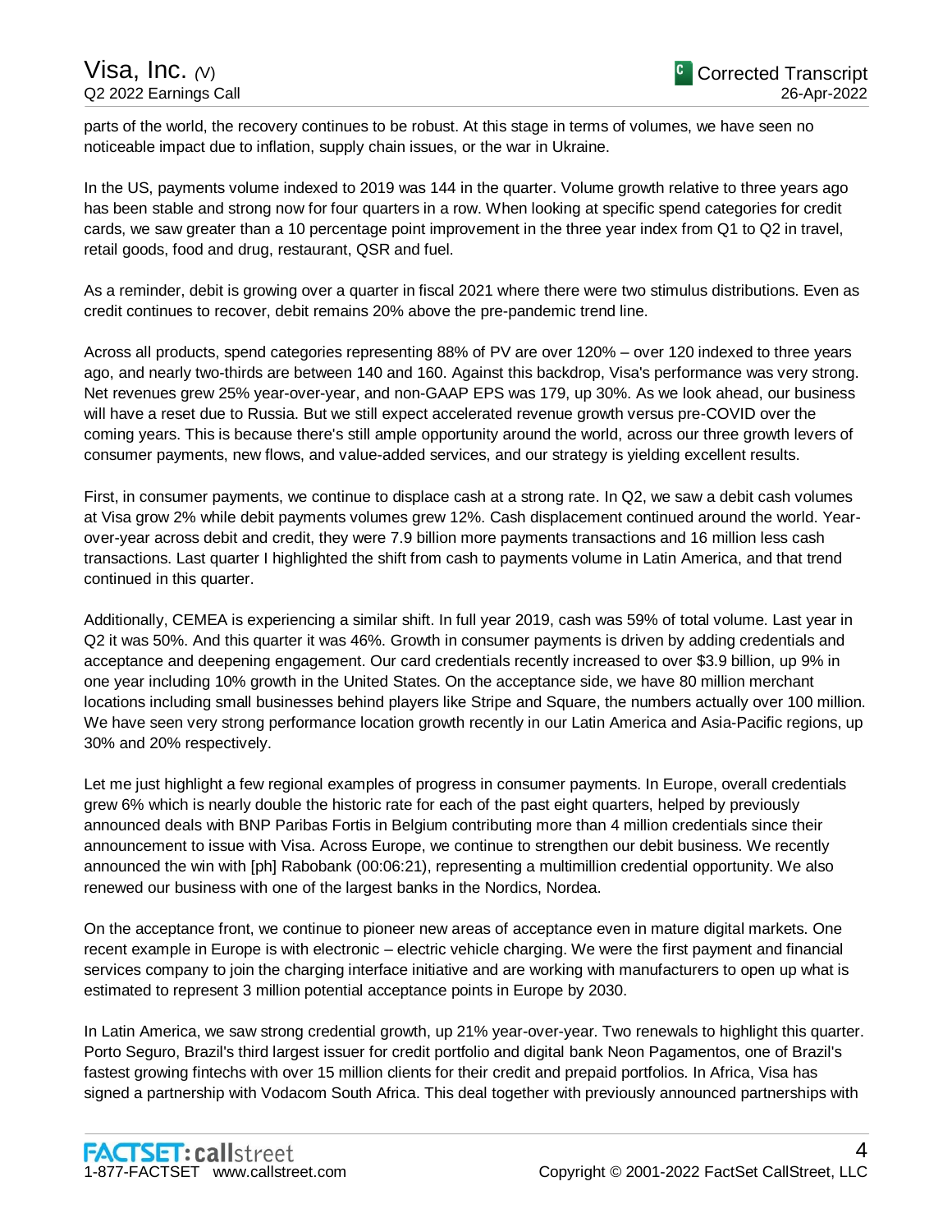parts of the world, the recovery continues to be robust. At this stage in terms of volumes, we have seen no noticeable impact due to inflation, supply chain issues, or the war in Ukraine.

In the US, payments volume indexed to 2019 was 144 in the quarter. Volume growth relative to three years ago has been stable and strong now for four quarters in a row. When looking at specific spend categories for credit cards, we saw greater than a 10 percentage point improvement in the three year index from Q1 to Q2 in travel, retail goods, food and drug, restaurant, QSR and fuel.

As a reminder, debit is growing over a quarter in fiscal 2021 where there were two stimulus distributions. Even as credit continues to recover, debit remains 20% above the pre-pandemic trend line.

Across all products, spend categories representing 88% of PV are over 120% – over 120 indexed to three years ago, and nearly two-thirds are between 140 and 160. Against this backdrop, Visa's performance was very strong. Net revenues grew 25% year-over-year, and non-GAAP EPS was 179, up 30%. As we look ahead, our business will have a reset due to Russia. But we still expect accelerated revenue growth versus pre-COVID over the coming years. This is because there's still ample opportunity around the world, across our three growth levers of consumer payments, new flows, and value-added services, and our strategy is yielding excellent results.

First, in consumer payments, we continue to displace cash at a strong rate. In Q2, we saw a debit cash volumes at Visa grow 2% while debit payments volumes grew 12%. Cash displacement continued around the world. Year-over-year across debit and credit, they were 7.9 billion more payments transactions and 16 million less cash transactions. Last quarter I highlighted the shift from cash to payments volume in Latin America, and that trend continued in this quarter.

Additionally, CEMEA is experiencing a similar shift. In full year 2019, cash was 59% of total volume. Last year in Q2 it was 50%. And this quarter it was 46%. Growth in consumer payments is driven by adding credentials and acceptance and deepening engagement. Our card credentials recently increased to over $3.9 billion, up 9% in one year including 10% growth in the United States. On the acceptance side, we have 80 million merchant locations including small businesses behind players like Stripe and Square, the numbers actually over 100 million. We have seen very strong performance location growth recently in our Latin America and Asia-Pacific regions, up 30% and 20% respectively.

Let me just highlight a few regional examples of progress in consumer payments. In Europe, overall credentials grew 6% which is nearly double the historic rate for each of the past eight quarters, helped by previously announced deals with BNP Paribas Fortis in Belgium contributing more than 4 million credentials since their announcement to issue with Visa. Across Europe, we continue to strengthen our debit business. We recently announced the win with [ph] Rabobank (00:06:21), representing a multimillion credential opportunity. We also renewed our business with one of the largest banks in the Nordics, Nordea.

On the acceptance front, we continue to pioneer new areas of acceptance even in mature digital markets. One recent example in Europe is with electronic – electric vehicle charging. We were the first payment and financial services company to join the charging interface initiative and are working with manufacturers to open up what is estimated to represent 3 million potential acceptance points in Europe by 2030.

In Latin America, we saw strong credential growth, up 21% year-over-year. Two renewals to highlight this quarter. Porto Seguro, Brazil's third largest issuer for credit portfolio and digital bank Neon Pagamentos, one of Brazil's fastest growing fintechs with over 15 million clients for their credit and prepaid portfolios. In Africa, Visa has signed a partnership with Vodacom South Africa. This deal together with previously announced partnerships with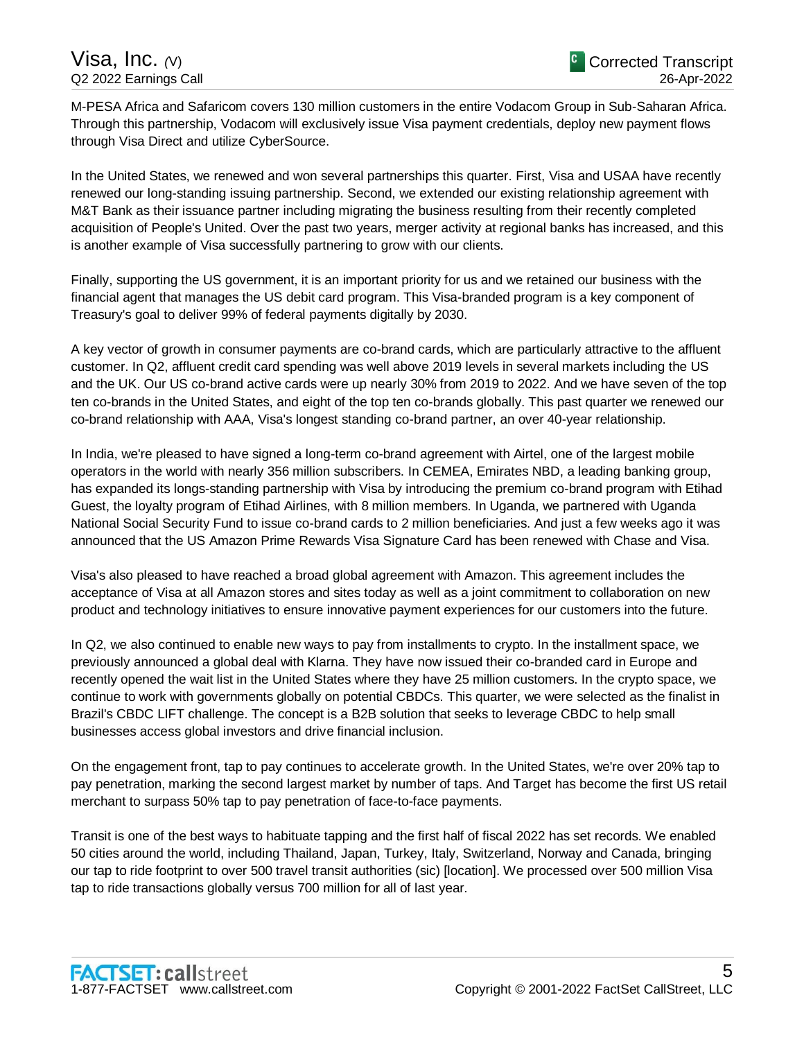M-PESA Africa and Safaricom covers 130 million customers in the entire Vodacom Group in Sub-Saharan Africa. Through this partnership, Vodacom will exclusively issue Visa payment credentials, deploy new payment flows through Visa Direct and utilize CyberSource.

In the United States, we renewed and won several partnerships this quarter. First, Visa and USAA have recently renewed our long-standing issuing partnership. Second, we extended our existing relationship agreement with M&T Bank as their issuance partner including migrating the business resulting from their recently completed acquisition of People's United. Over the past two years, merger activity at regional banks has increased, and this is another example of Visa successfully partnering to grow with our clients.

Finally, supporting the US government, it is an important priority for us and we retained our business with the financial agent that manages the US debit card program. This Visa-branded program is a key component of Treasury's goal to deliver 99% of federal payments digitally by 2030.

A key vector of growth in consumer payments are co-brand cards, which are particularly attractive to the affluent customer. In Q2, affluent credit card spending was well above 2019 levels in several markets including the US and the UK. Our US co-brand active cards were up nearly 30% from 2019 to 2022. And we have seven of the top ten co-brands in the United States, and eight of the top ten co-brands globally. This past quarter we renewed our co-brand relationship with AAA, Visa's longest standing co-brand partner, an over 40-year relationship.

In India, we're pleased to have signed a long-term co-brand agreement with Airtel, one of the largest mobile operators in the world with nearly 356 million subscribers. In CEMEA, Emirates NBD, a leading banking group, has expanded its longs-standing partnership with Visa by introducing the premium co-brand program with Etihad Guest, the loyalty program of Etihad Airlines, with 8 million members. In Uganda, we partnered with Uganda National Social Security Fund to issue co-brand cards to 2 million beneficiaries. And just a few weeks ago it was announced that the US Amazon Prime Rewards Visa Signature Card has been renewed with Chase and Visa.

Visa's also pleased to have reached a broad global agreement with Amazon. This agreement includes the acceptance of Visa at all Amazon stores and sites today as well as a joint commitment to collaboration on new product and technology initiatives to ensure innovative payment experiences for our customers into the future.

In Q2, we also continued to enable new ways to pay from installments to crypto. In the installment space, we previously announced a global deal with Klarna. They have now issued their co-branded card in Europe and recently opened the wait list in the United States where they have 25 million customers. In the crypto space, we continue to work with governments globally on potential CBDCs. This quarter, we were selected as the finalist in Brazil's CBDC LIFT challenge. The concept is a B2B solution that seeks to leverage CBDC to help small businesses access global investors and drive financial inclusion.

On the engagement front, tap to pay continues to accelerate growth. In the United States, we're over 20% tap to pay penetration, marking the second largest market by number of taps. And Target has become the first US retail merchant to surpass 50% tap to pay penetration of face-to-face payments.

Transit is one of the best ways to habituate tapping and the first half of fiscal 2022 has set records. We enabled 50 cities around the world, including Thailand, Japan, Turkey, Italy, Switzerland, Norway and Canada, bringing our tap to ride footprint to over 500 travel transit authorities (sic) [location]. We processed over 500 million Visa tap to ride transactions globally versus 700 million for all of last year.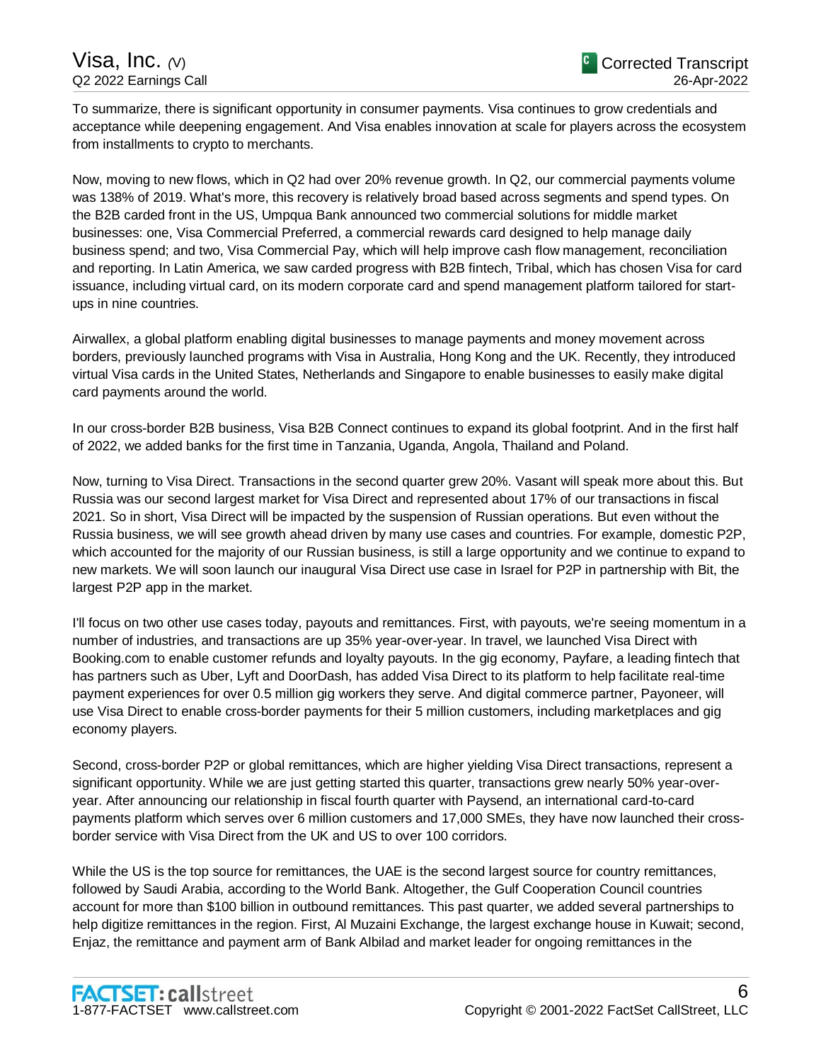To summarize, there is significant opportunity in consumer payments. Visa continues to grow credentials and acceptance while deepening engagement. And Visa enables innovation at scale for players across the ecosystem from installments to crypto to merchants.

Now, moving to new flows, which in Q2 had over 20% revenue growth. In Q2, our commercial payments volume was 138% of 2019. What's more, this recovery is relatively broad based across segments and spend types. On the B2B carded front in the US, Umpqua Bank announced two commercial solutions for middle market businesses: one, Visa Commercial Preferred, a commercial rewards card designed to help manage daily business spend; and two, Visa Commercial Pay, which will help improve cash flow management, reconciliation and reporting. In Latin America, we saw carded progress with B2B fintech, Tribal, which has chosen Visa for card issuance, including virtual card, on its modern corporate card and spend management platform tailored for start-ups in nine countries.

Airwallex, a global platform enabling digital businesses to manage payments and money movement across borders, previously launched programs with Visa in Australia, Hong Kong and the UK. Recently, they introduced virtual Visa cards in the United States, Netherlands and Singapore to enable businesses to easily make digital card payments around the world.

In our cross-border B2B business, Visa B2B Connect continues to expand its global footprint. And in the first half of 2022, we added banks for the first time in Tanzania, Uganda, Angola, Thailand and Poland.

Now, turning to Visa Direct. Transactions in the second quarter grew 20%. Vasant will speak more about this. But Russia was our second largest market for Visa Direct and represented about 17% of our transactions in fiscal 2021. So in short, Visa Direct will be impacted by the suspension of Russian operations. But even without the Russia business, we will see growth ahead driven by many use cases and countries. For example, domestic P2P, which accounted for the majority of our Russian business, is still a large opportunity and we continue to expand to new markets. We will soon launch our inaugural Visa Direct use case in Israel for P2P in partnership with Bit, the largest P2P app in the market.

I'll focus on two other use cases today, payouts and remittances. First, with payouts, we're seeing momentum in a number of industries, and transactions are up 35% year-over-year. In travel, we launched Visa Direct with Booking.com to enable customer refunds and loyalty payouts. In the gig economy, Payfare, a leading fintech that has partners such as Uber, Lyft and DoorDash, has added Visa Direct to its platform to help facilitate real-time payment experiences for over 0.5 million gig workers they serve. And digital commerce partner, Payoneer, will use Visa Direct to enable cross-border payments for their 5 million customers, including marketplaces and gig economy players.

Second, cross-border P2P or global remittances, which are higher yielding Visa Direct transactions, represent a significant opportunity. While we are just getting started this quarter, transactions grew nearly 50% year-over-year. After announcing our relationship in fiscal fourth quarter with Paysend, an international card-to-card payments platform which serves over 6 million customers and 17,000 SMEs, they have now launched their cross-border service with Visa Direct from the UK and US to over 100 corridors.

While the US is the top source for remittances, the UAE is the second largest source for country remittances, followed by Saudi Arabia, according to the World Bank. Altogether, the Gulf Cooperation Council countries account for more than $100 billion in outbound remittances. This past quarter, we added several partnerships to help digitize remittances in the region. First, Al Muzaini Exchange, the largest exchange house in Kuwait; second, Enjaz, the remittance and payment arm of Bank Albilad and market leader for ongoing remittances in the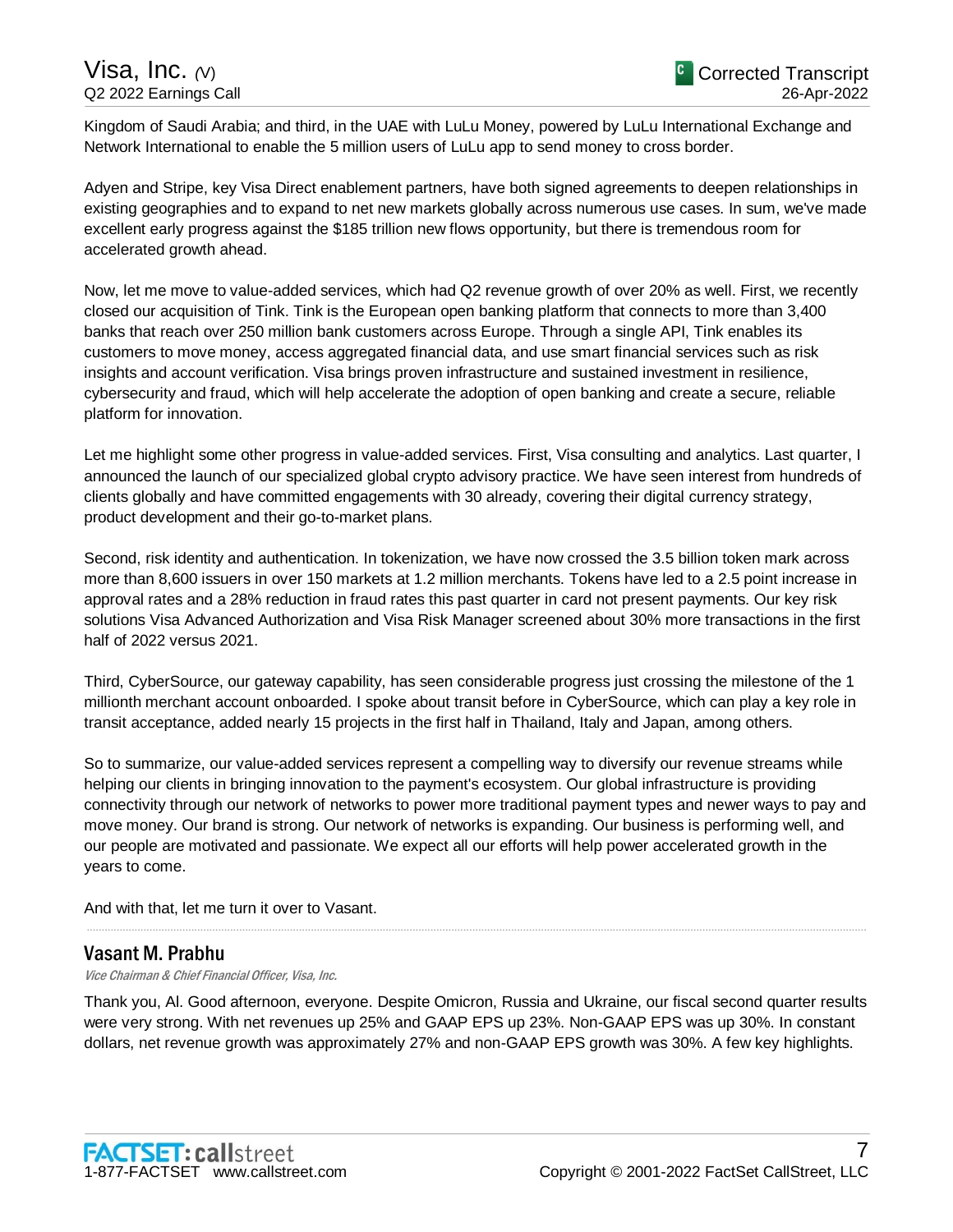Kingdom of Saudi Arabia; and third, in the UAE with LuLu Money, powered by LuLu International Exchange and Network International to enable the 5 million users of LuLu app to send money to cross border.

Adyen and Stripe, key Visa Direct enablement partners, have both signed agreements to deepen relationships in existing geographies and to expand to net new markets globally across numerous use cases. In sum, we've made excellent early progress against the $185 trillion new flows opportunity, but there is tremendous room for accelerated growth ahead.

Now, let me move to value-added services, which had Q2 revenue growth of over 20% as well. First, we recently closed our acquisition of Tink. Tink is the European open banking platform that connects to more than 3,400 banks that reach over 250 million bank customers across Europe. Through a single API, Tink enables its customers to move money, access aggregated financial data, and use smart financial services such as risk insights and account verification. Visa brings proven infrastructure and sustained investment in resilience, cybersecurity and fraud, which will help accelerate the adoption of open banking and create a secure, reliable platform for innovation.

Let me highlight some other progress in value-added services. First, Visa consulting and analytics. Last quarter, I announced the launch of our specialized global crypto advisory practice. We have seen interest from hundreds of clients globally and have committed engagements with 30 already, covering their digital currency strategy, product development and their go-to-market plans.

Second, risk identity and authentication. In tokenization, we have now crossed the 3.5 billion token mark across more than 8,600 issuers in over 150 markets at 1.2 million merchants. Tokens have led to a 2.5 point increase in approval rates and a 28% reduction in fraud rates this past quarter in card not present payments. Our key risk solutions Visa Advanced Authorization and Visa Risk Manager screened about 30% more transactions in the first half of 2022 versus 2021.

Third, CyberSource, our gateway capability, has seen considerable progress just crossing the milestone of the 1 millionth merchant account onboarded. I spoke about transit before in CyberSource, which can play a key role in transit acceptance, added nearly 15 projects in the first half in Thailand, Italy and Japan, among others.

So to summarize, our value-added services represent a compelling way to diversify our revenue streams while helping our clients in bringing innovation to the payment's ecosystem. Our global infrastructure is providing connectivity through our network of networks to power more traditional payment types and newer ways to pay and move money. Our brand is strong. Our network of networks is expanding. Our business is performing well, and our people are motivated and passionate. We expect all our efforts will help power accelerated growth in the years to come.

And with that, let me turn it over to Vasant.

---

## Vasant M. Prabhu

*Vice Chairman & Chief Financial Officer, Visa, Inc.*

Thank you, Al. Good afternoon, everyone. Despite Omicron, Russia and Ukraine, our fiscal second quarter results were very strong. With net revenues up 25% and GAAP EPS up 23%. Non-GAAP EPS was up 30%. In constant dollars, net revenue growth was approximately 27% and non-GAAP EPS growth was 30%. A few key highlights.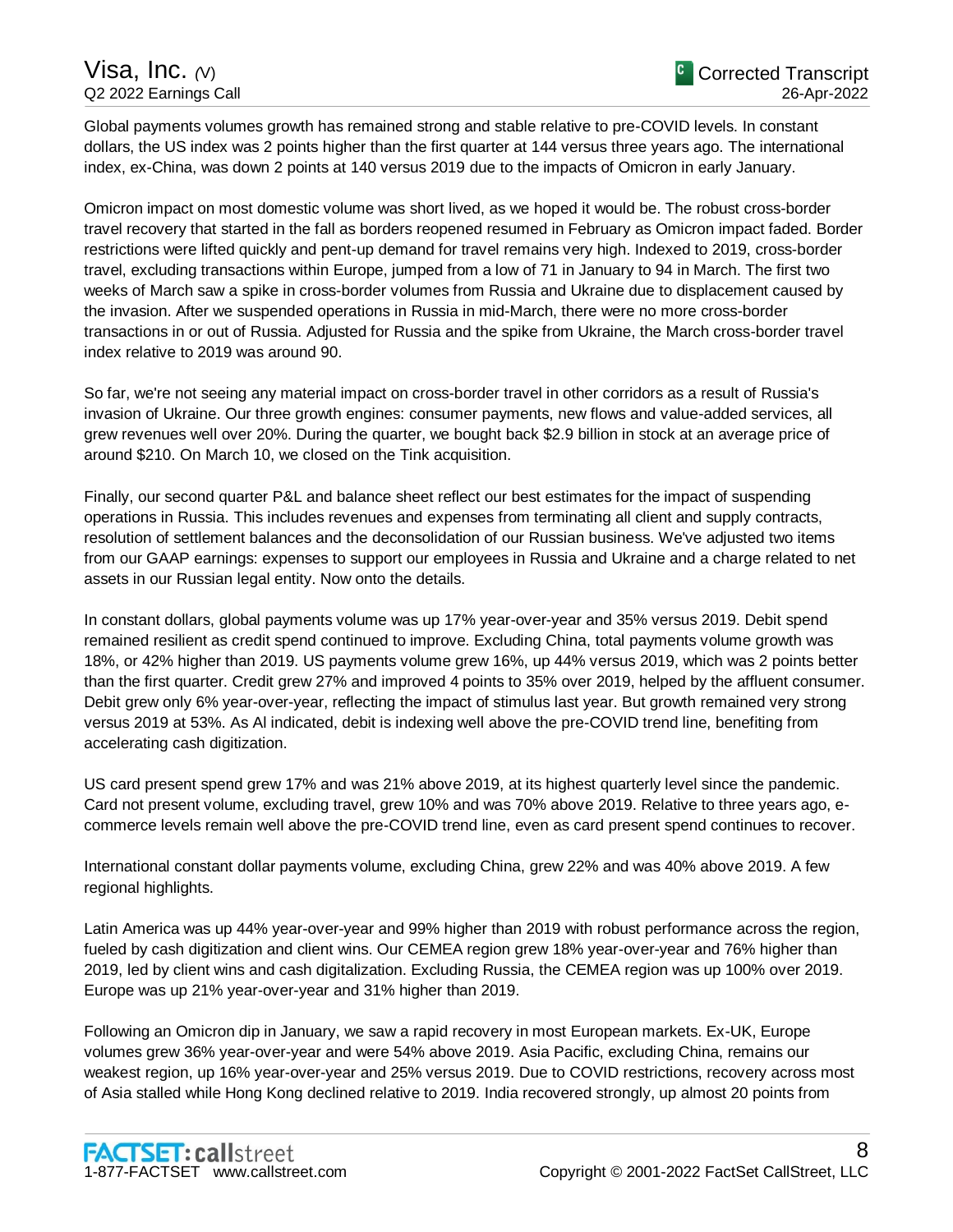Global payments volumes growth has remained strong and stable relative to pre-COVID levels. In constant dollars, the US index was 2 points higher than the first quarter at 144 versus three years ago. The international index, ex-China, was down 2 points at 140 versus 2019 due to the impacts of Omicron in early January.

Omicron impact on most domestic volume was short lived, as we hoped it would be. The robust cross-border travel recovery that started in the fall as borders reopened resumed in February as Omicron impact faded. Border restrictions were lifted quickly and pent-up demand for travel remains very high. Indexed to 2019, cross-border travel, excluding transactions within Europe, jumped from a low of 71 in January to 94 in March. The first two weeks of March saw a spike in cross-border volumes from Russia and Ukraine due to displacement caused by the invasion. After we suspended operations in Russia in mid-March, there were no more cross-border transactions in or out of Russia. Adjusted for Russia and the spike from Ukraine, the March cross-border travel index relative to 2019 was around 90.

So far, we're not seeing any material impact on cross-border travel in other corridors as a result of Russia's invasion of Ukraine. Our three growth engines: consumer payments, new flows and value-added services, all grew revenues well over 20%. During the quarter, we bought back $2.9 billion in stock at an average price of around $210. On March 10, we closed on the Tink acquisition.

Finally, our second quarter P&L and balance sheet reflect our best estimates for the impact of suspending operations in Russia. This includes revenues and expenses from terminating all client and supply contracts, resolution of settlement balances and the deconsolidation of our Russian business. We've adjusted two items from our GAAP earnings: expenses to support our employees in Russia and Ukraine and a charge related to net assets in our Russian legal entity. Now onto the details.

In constant dollars, global payments volume was up 17% year-over-year and 35% versus 2019. Debit spend remained resilient as credit spend continued to improve. Excluding China, total payments volume growth was 18%, or 42% higher than 2019. US payments volume grew 16%, up 44% versus 2019, which was 2 points better than the first quarter. Credit grew 27% and improved 4 points to 35% over 2019, helped by the affluent consumer. Debit grew only 6% year-over-year, reflecting the impact of stimulus last year. But growth remained very strong versus 2019 at 53%. As Al indicated, debit is indexing well above the pre-COVID trend line, benefiting from accelerating cash digitization.

US card present spend grew 17% and was 21% above 2019, at its highest quarterly level since the pandemic. Card not present volume, excluding travel, grew 10% and was 70% above 2019. Relative to three years ago, e-commerce levels remain well above the pre-COVID trend line, even as card present spend continues to recover.

International constant dollar payments volume, excluding China, grew 22% and was 40% above 2019. A few regional highlights.

Latin America was up 44% year-over-year and 99% higher than 2019 with robust performance across the region, fueled by cash digitization and client wins. Our CEMEA region grew 18% year-over-year and 76% higher than 2019, led by client wins and cash digitalization. Excluding Russia, the CEMEA region was up 100% over 2019. Europe was up 21% year-over-year and 31% higher than 2019.

Following an Omicron dip in January, we saw a rapid recovery in most European markets. Ex-UK, Europe volumes grew 36% year-over-year and were 54% above 2019. Asia Pacific, excluding China, remains our weakest region, up 16% year-over-year and 25% versus 2019. Due to COVID restrictions, recovery across most of Asia stalled while Hong Kong declined relative to 2019. India recovered strongly, up almost 20 points from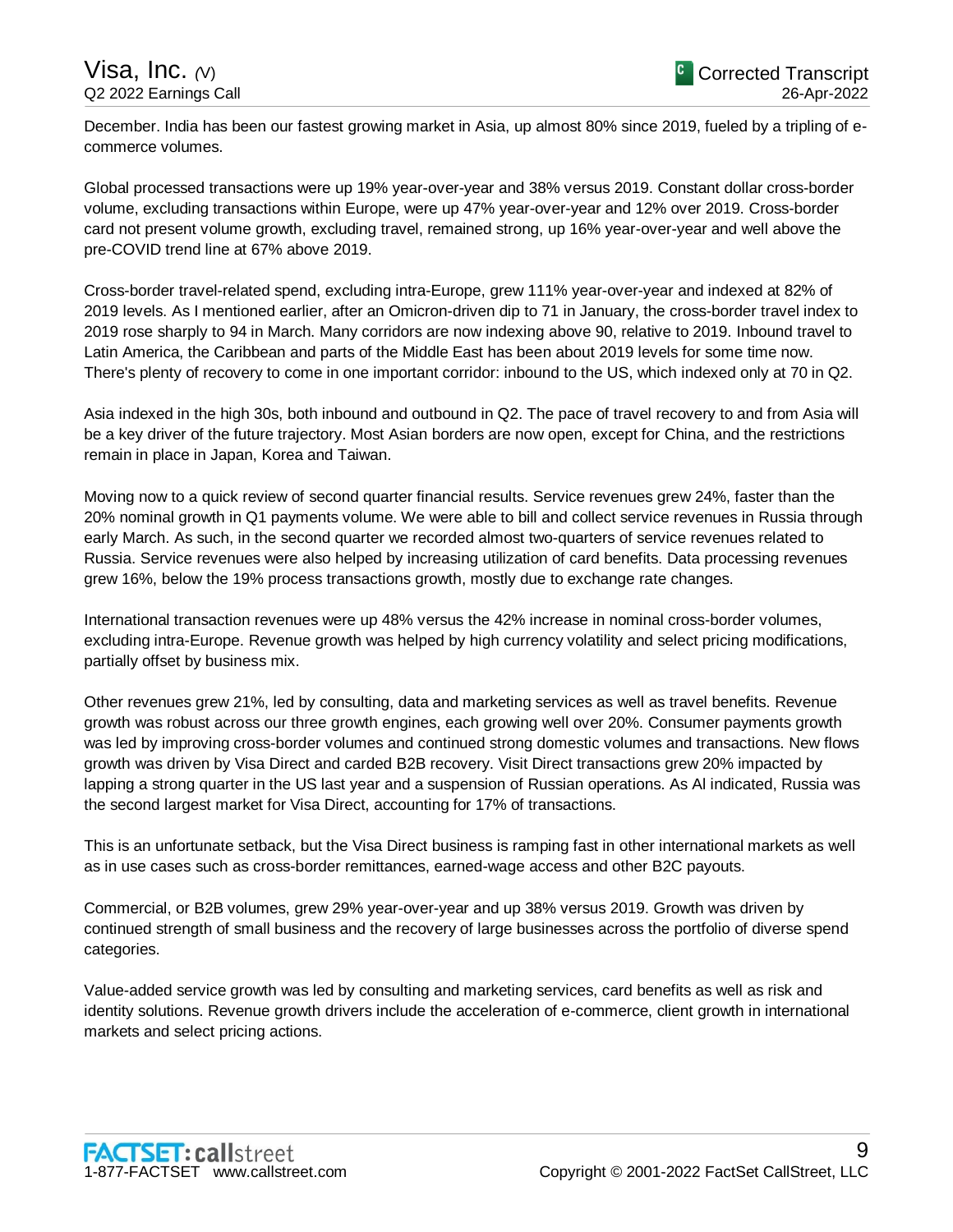December. India has been our fastest growing market in Asia, up almost 80% since 2019, fueled by a tripling of e-commerce volumes.

Global processed transactions were up 19% year-over-year and 38% versus 2019. Constant dollar cross-border volume, excluding transactions within Europe, were up 47% year-over-year and 12% over 2019. Cross-border card not present volume growth, excluding travel, remained strong, up 16% year-over-year and well above the pre-COVID trend line at 67% above 2019.

Cross-border travel-related spend, excluding intra-Europe, grew 111% year-over-year and indexed at 82% of 2019 levels. As I mentioned earlier, after an Omicron-driven dip to 71 in January, the cross-border travel index to 2019 rose sharply to 94 in March. Many corridors are now indexing above 90, relative to 2019. Inbound travel to Latin America, the Caribbean and parts of the Middle East has been about 2019 levels for some time now. There's plenty of recovery to come in one important corridor: inbound to the US, which indexed only at 70 in Q2.

Asia indexed in the high 30s, both inbound and outbound in Q2. The pace of travel recovery to and from Asia will be a key driver of the future trajectory. Most Asian borders are now open, except for China, and the restrictions remain in place in Japan, Korea and Taiwan.

Moving now to a quick review of second quarter financial results. Service revenues grew 24%, faster than the 20% nominal growth in Q1 payments volume. We were able to bill and collect service revenues in Russia through early March. As such, in the second quarter we recorded almost two-quarters of service revenues related to Russia. Service revenues were also helped by increasing utilization of card benefits. Data processing revenues grew 16%, below the 19% process transactions growth, mostly due to exchange rate changes.

International transaction revenues were up 48% versus the 42% increase in nominal cross-border volumes, excluding intra-Europe. Revenue growth was helped by high currency volatility and select pricing modifications, partially offset by business mix.

Other revenues grew 21%, led by consulting, data and marketing services as well as travel benefits. Revenue growth was robust across our three growth engines, each growing well over 20%. Consumer payments growth was led by improving cross-border volumes and continued strong domestic volumes and transactions. New flows growth was driven by Visa Direct and carded B2B recovery. Visit Direct transactions grew 20% impacted by lapping a strong quarter in the US last year and a suspension of Russian operations. As Al indicated, Russia was the second largest market for Visa Direct, accounting for 17% of transactions.

This is an unfortunate setback, but the Visa Direct business is ramping fast in other international markets as well as in use cases such as cross-border remittances, earned-wage access and other B2C payouts.

Commercial, or B2B volumes, grew 29% year-over-year and up 38% versus 2019. Growth was driven by continued strength of small business and the recovery of large businesses across the portfolio of diverse spend categories.

Value-added service growth was led by consulting and marketing services, card benefits as well as risk and identity solutions. Revenue growth drivers include the acceleration of e-commerce, client growth in international markets and select pricing actions.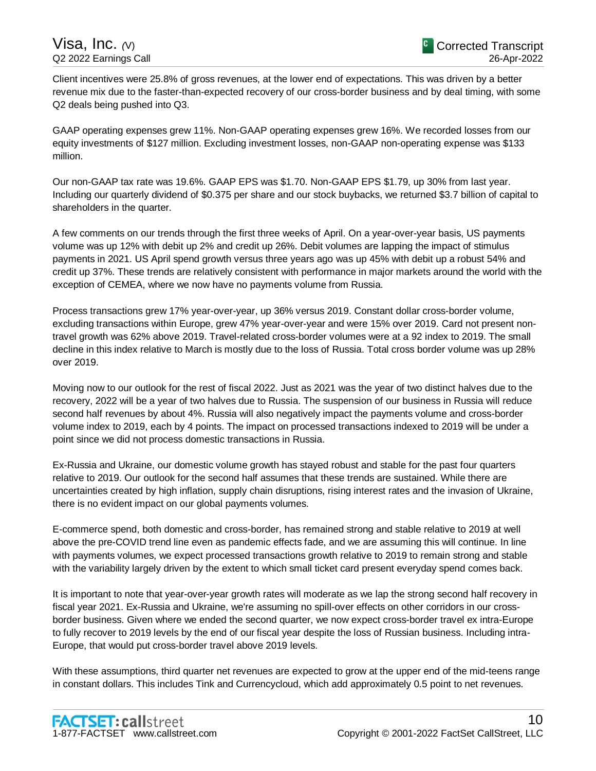Client incentives were 25.8% of gross revenues, at the lower end of expectations. This was driven by a better revenue mix due to the faster-than-expected recovery of our cross-border business and by deal timing, with some Q2 deals being pushed into Q3.

GAAP operating expenses grew 11%. Non-GAAP operating expenses grew 16%. We recorded losses from our equity investments of $127 million. Excluding investment losses, non-GAAP non-operating expense was $133 million.

Our non-GAAP tax rate was 19.6%. GAAP EPS was $1.70. Non-GAAP EPS $1.79, up 30% from last year. Including our quarterly dividend of $0.375 per share and our stock buybacks, we returned $3.7 billion of capital to shareholders in the quarter.

A few comments on our trends through the first three weeks of April. On a year-over-year basis, US payments volume was up 12% with debit up 2% and credit up 26%. Debit volumes are lapping the impact of stimulus payments in 2021. US April spend growth versus three years ago was up 45% with debit up a robust 54% and credit up 37%. These trends are relatively consistent with performance in major markets around the world with the exception of CEMEA, where we now have no payments volume from Russia.

Process transactions grew 17% year-over-year, up 36% versus 2019. Constant dollar cross-border volume, excluding transactions within Europe, grew 47% year-over-year and were 15% over 2019. Card not present non-travel growth was 62% above 2019. Travel-related cross-border volumes were at a 92 index to 2019. The small decline in this index relative to March is mostly due to the loss of Russia. Total cross border volume was up 28% over 2019.

Moving now to our outlook for the rest of fiscal 2022. Just as 2021 was the year of two distinct halves due to the recovery, 2022 will be a year of two halves due to Russia. The suspension of our business in Russia will reduce second half revenues by about 4%. Russia will also negatively impact the payments volume and cross-border volume index to 2019, each by 4 points. The impact on processed transactions indexed to 2019 will be under a point since we did not process domestic transactions in Russia.

Ex-Russia and Ukraine, our domestic volume growth has stayed robust and stable for the past four quarters relative to 2019. Our outlook for the second half assumes that these trends are sustained. While there are uncertainties created by high inflation, supply chain disruptions, rising interest rates and the invasion of Ukraine, there is no evident impact on our global payments volumes.

E-commerce spend, both domestic and cross-border, has remained strong and stable relative to 2019 at well above the pre-COVID trend line even as pandemic effects fade, and we are assuming this will continue. In line with payments volumes, we expect processed transactions growth relative to 2019 to remain strong and stable with the variability largely driven by the extent to which small ticket card present everyday spend comes back.

It is important to note that year-over-year growth rates will moderate as we lap the strong second half recovery in fiscal year 2021. Ex-Russia and Ukraine, we're assuming no spill-over effects on other corridors in our cross-border business. Given where we ended the second quarter, we now expect cross-border travel ex intra-Europe to fully recover to 2019 levels by the end of our fiscal year despite the loss of Russian business. Including intra-Europe, that would put cross-border travel above 2019 levels.

With these assumptions, third quarter net revenues are expected to grow at the upper end of the mid-teens range in constant dollars. This includes Tink and Currencycloud, which add approximately 0.5 point to net revenues.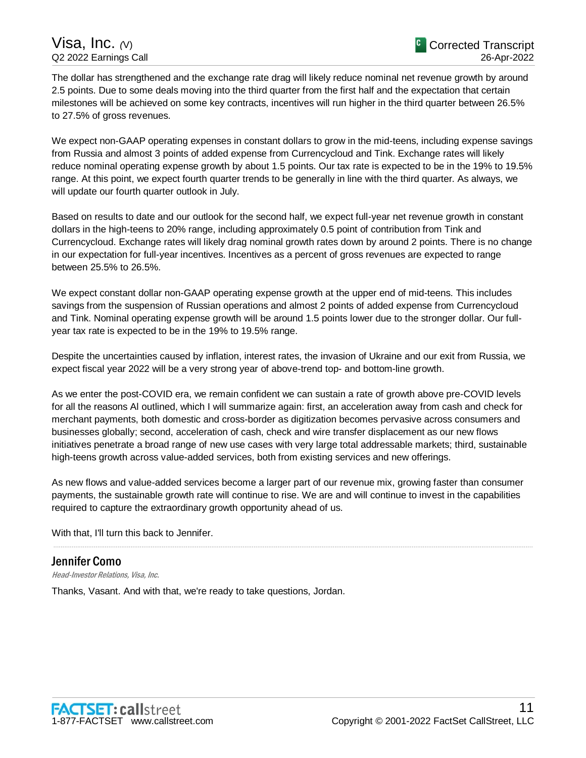The dollar has strengthened and the exchange rate drag will likely reduce nominal net revenue growth by around 2.5 points. Due to some deals moving into the third quarter from the first half and the expectation that certain milestones will be achieved on some key contracts, incentives will run higher in the third quarter between 26.5% to 27.5% of gross revenues.

We expect non-GAAP operating expenses in constant dollars to grow in the mid-teens, including expense savings from Russia and almost 3 points of added expense from Currencycloud and Tink. Exchange rates will likely reduce nominal operating expense growth by about 1.5 points. Our tax rate is expected to be in the 19% to 19.5% range. At this point, we expect fourth quarter trends to be generally in line with the third quarter. As always, we will update our fourth quarter outlook in July.

Based on results to date and our outlook for the second half, we expect full-year net revenue growth in constant dollars in the high-teens to 20% range, including approximately 0.5 point of contribution from Tink and Currencycloud. Exchange rates will likely drag nominal growth rates down by around 2 points. There is no change in our expectation for full-year incentives. Incentives as a percent of gross revenues are expected to range between 25.5% to 26.5%.

We expect constant dollar non-GAAP operating expense growth at the upper end of mid-teens. This includes savings from the suspension of Russian operations and almost 2 points of added expense from Currencycloud and Tink. Nominal operating expense growth will be around 1.5 points lower due to the stronger dollar. Our full-year tax rate is expected to be in the 19% to 19.5% range.

Despite the uncertainties caused by inflation, interest rates, the invasion of Ukraine and our exit from Russia, we expect fiscal year 2022 will be a very strong year of above-trend top- and bottom-line growth.

As we enter the post-COVID era, we remain confident we can sustain a rate of growth above pre-COVID levels for all the reasons Al outlined, which I will summarize again: first, an acceleration away from cash and check for merchant payments, both domestic and cross-border as digitization becomes pervasive across consumers and businesses globally; second, acceleration of cash, check and wire transfer displacement as our new flows initiatives penetrate a broad range of new use cases with very large total addressable markets; third, sustainable high-teens growth across value-added services, both from existing services and new offerings.

As new flows and value-added services become a larger part of our revenue mix, growing faster than consumer payments, the sustainable growth rate will continue to rise. We are and will continue to invest in the capabilities required to capture the extraordinary growth opportunity ahead of us.

With that, I'll turn this back to Jennifer.

---

## Jennifer Como

*Head-Investor Relations, Visa, Inc.*

Thanks, Vasant. And with that, we're ready to take questions, Jordan.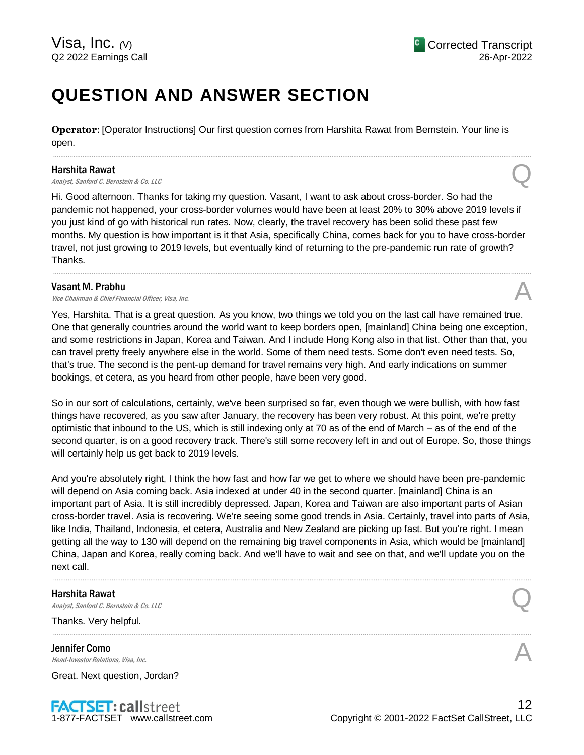# QUESTION AND ANSWER SECTION

**Operator**: [Operator Instructions] Our first question comes from Harshita Rawat from Bernstein. Your line is open.

---

**Harshita Rawat**
*Analyst, Sanford C. Bernstein & Co. LLC* **Q**

Hi. Good afternoon. Thanks for taking my question. Vasant, I want to ask about cross-border. So had the pandemic not happened, your cross-border volumes would have been at least 20% to 30% above 2019 levels if you just kind of go with historical run rates. Now, clearly, the travel recovery has been solid these past few months. My question is how important is it that Asia, specifically China, comes back for you to have cross-border travel, not just growing to 2019 levels, but eventually kind of returning to the pre-pandemic run rate of growth? Thanks.

---

**Vasant M. Prabhu**
*Vice Chairman & Chief Financial Officer, Visa, Inc.* **A**

Yes, Harshita. That is a great question. As you know, two things we told you on the last call have remained true. One that generally countries around the world want to keep borders open, [mainland] China being one exception, and some restrictions in Japan, Korea and Taiwan. And I include Hong Kong also in that list. Other than that, you can travel pretty freely anywhere else in the world. Some of them need tests. Some don't even need tests. So, that's true. The second is the pent-up demand for travel remains very high. And early indications on summer bookings, et cetera, as you heard from other people, have been very good.

So in our sort of calculations, certainly, we've been surprised so far, even though we were bullish, with how fast things have recovered, as you saw after January, the recovery has been very robust. At this point, we're pretty optimistic that inbound to the US, which is still indexing only at 70 as of the end of March – as of the end of the second quarter, is on a good recovery track. There's still some recovery left in and out of Europe. So, those things will certainly help us get back to 2019 levels.

And you're absolutely right, I think the how fast and how far we get to where we should have been pre-pandemic will depend on Asia coming back. Asia indexed at under 40 in the second quarter. [mainland] China is an important part of Asia. It is still incredibly depressed. Japan, Korea and Taiwan are also important parts of Asian cross-border travel. Asia is recovering. We're seeing some good trends in Asia. Certainly, travel into parts of Asia, like India, Thailand, Indonesia, et cetera, Australia and New Zealand are picking up fast. But you're right. I mean getting all the way to 130 will depend on the remaining big travel components in Asia, which would be [mainland] China, Japan and Korea, really coming back. And we'll have to wait and see on that, and we'll update you on the next call.

---

**Harshita Rawat**
*Analyst, Sanford C. Bernstein & Co. LLC* **Q**

Thanks. Very helpful.

---

**Jennifer Como**
*Head-Investor Relations, Visa, Inc.* **A**

Great. Next question, Jordan?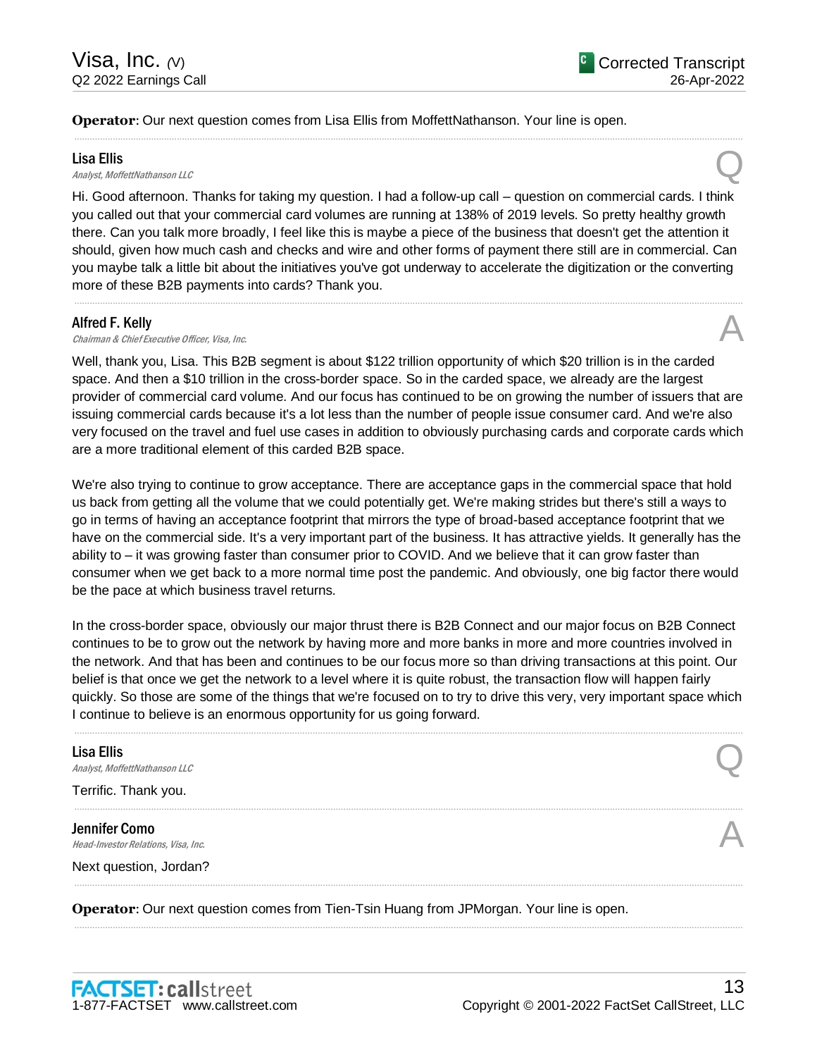**Operator**: Our next question comes from Lisa Ellis from MoffettNathanson. Your line is open.

---

**Lisa Ellis**
*Analyst, MoffettNathanson LLC* **Q**

Hi. Good afternoon. Thanks for taking my question. I had a follow-up call – question on commercial cards. I think you called out that your commercial card volumes are running at 138% of 2019 levels. So pretty healthy growth there. Can you talk more broadly, I feel like this is maybe a piece of the business that doesn't get the attention it should, given how much cash and checks and wire and other forms of payment there still are in commercial. Can you maybe talk a little bit about the initiatives you've got underway to accelerate the digitization or the converting more of these B2B payments into cards? Thank you.

---

**Alfred F. Kelly**
*Chairman & Chief Executive Officer, Visa, Inc.* **A**

Well, thank you, Lisa. This B2B segment is about $122 trillion opportunity of which $20 trillion is in the carded space. And then a $10 trillion in the cross-border space. So in the carded space, we already are the largest provider of commercial card volume. And our focus has continued to be on growing the number of issuers that are issuing commercial cards because it's a lot less than the number of people issue consumer card. And we're also very focused on the travel and fuel use cases in addition to obviously purchasing cards and corporate cards which are a more traditional element of this carded B2B space.

We're also trying to continue to grow acceptance. There are acceptance gaps in the commercial space that hold us back from getting all the volume that we could potentially get. We're making strides but there's still a ways to go in terms of having an acceptance footprint that mirrors the type of broad-based acceptance footprint that we have on the commercial side. It's a very important part of the business. It has attractive yields. It generally has the ability to – it was growing faster than consumer prior to COVID. And we believe that it can grow faster than consumer when we get back to a more normal time post the pandemic. And obviously, one big factor there would be the pace at which business travel returns.

In the cross-border space, obviously our major thrust there is B2B Connect and our major focus on B2B Connect continues to be to grow out the network by having more and more banks in more and more countries involved in the network. And that has been and continues to be our focus more so than driving transactions at this point. Our belief is that once we get the network to a level where it is quite robust, the transaction flow will happen fairly quickly. So those are some of the things that we're focused on to try to drive this very, very important space which I continue to believe is an enormous opportunity for us going forward.

---

**Lisa Ellis**
*Analyst, MoffettNathanson LLC* **Q**

Terrific. Thank you.

---

**Jennifer Como**
*Head-Investor Relations, Visa, Inc.* **A**

Next question, Jordan?

---

**Operator**: Our next question comes from Tien-Tsin Huang from JPMorgan. Your line is open.

---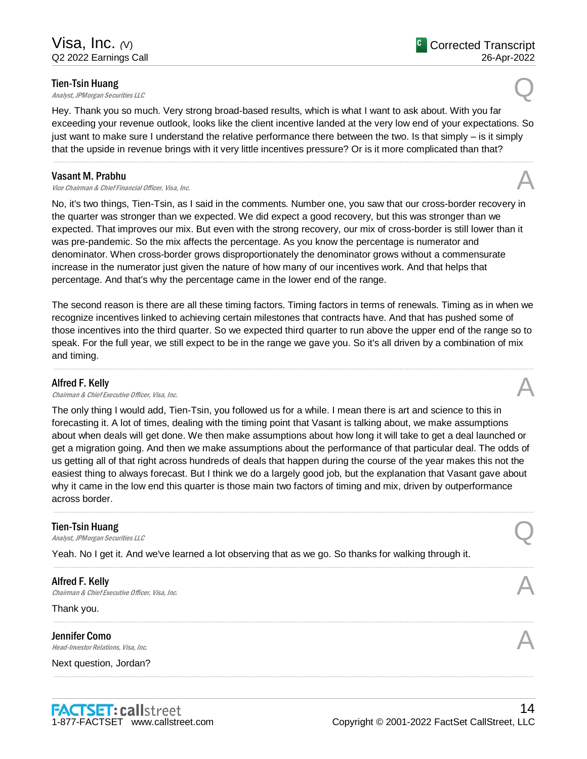**Tien-Tsin Huang**
*Analyst, JPMorgan Securities LLC*

Q

Hey. Thank you so much. Very strong broad-based results, which is what I want to ask about. With you far exceeding your revenue outlook, looks like the client incentive landed at the very low end of your expectations. So just want to make sure I understand the relative performance there between the two. Is that simply – is it simply that the upside in revenue brings with it very little incentives pressure? Or is it more complicated than that?

---

**Vasant M. Prabhu**
*Vice Chairman & Chief Financial Officer, Visa, Inc.*

A

No, it's two things, Tien-Tsin, as I said in the comments. Number one, you saw that our cross-border recovery in the quarter was stronger than we expected. We did expect a good recovery, but this was stronger than we expected. That improves our mix. But even with the strong recovery, our mix of cross-border is still lower than it was pre-pandemic. So the mix affects the percentage. As you know the percentage is numerator and denominator. When cross-border grows disproportionately the denominator grows without a commensurate increase in the numerator just given the nature of how many of our incentives work. And that helps that percentage. And that's why the percentage came in the lower end of the range.

The second reason is there are all these timing factors. Timing factors in terms of renewals. Timing as in when we recognize incentives linked to achieving certain milestones that contracts have. And that has pushed some of those incentives into the third quarter. So we expected third quarter to run above the upper end of the range so to speak. For the full year, we still expect to be in the range we gave you. So it's all driven by a combination of mix and timing.

---

**Alfred F. Kelly**
*Chairman & Chief Executive Officer, Visa, Inc.*

A

The only thing I would add, Tien-Tsin, you followed us for a while. I mean there is art and science to this in forecasting it. A lot of times, dealing with the timing point that Vasant is talking about, we make assumptions about when deals will get done. We then make assumptions about how long it will take to get a deal launched or get a migration going. And then we make assumptions about the performance of that particular deal. The odds of us getting all of that right across hundreds of deals that happen during the course of the year makes this not the easiest thing to always forecast. But I think we do a largely good job, but the explanation that Vasant gave about why it came in the low end this quarter is those main two factors of timing and mix, driven by outperformance across border.

---

**Tien-Tsin Huang**
*Analyst, JPMorgan Securities LLC*

Q

Yeah. No I get it. And we've learned a lot observing that as we go. So thanks for walking through it.

---

**Alfred F. Kelly**
*Chairman & Chief Executive Officer, Visa, Inc.*

A

Thank you.

---

**Jennifer Como**
*Head-Investor Relations, Visa, Inc.*

A

Next question, Jordan?

---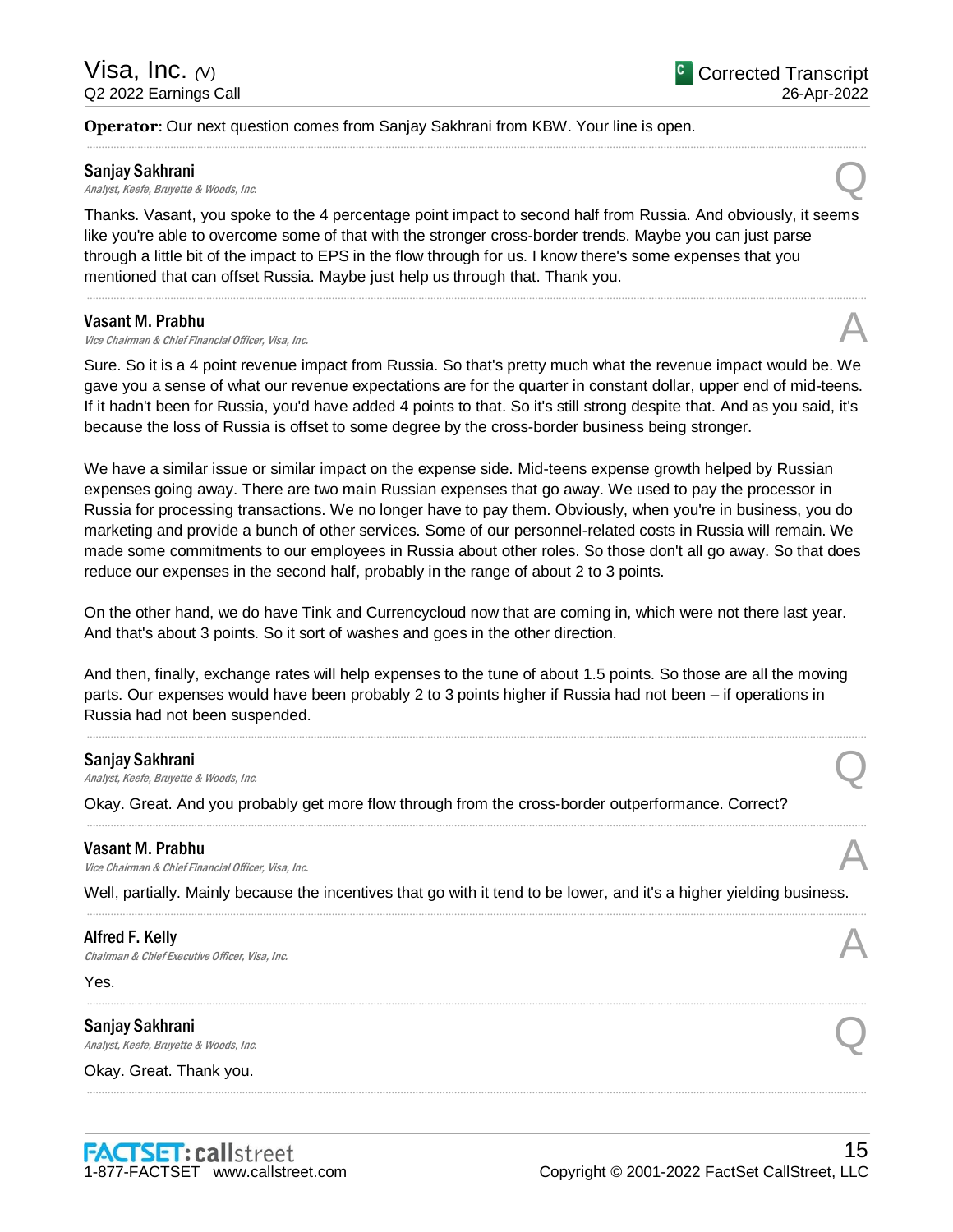**Operator**: Our next question comes from Sanjay Sakhrani from KBW. Your line is open.

---

**Sanjay Sakhrani**
*Analyst, Keefe, Bruyette & Woods, Inc.*

Q

Thanks. Vasant, you spoke to the 4 percentage point impact to second half from Russia. And obviously, it seems like you're able to overcome some of that with the stronger cross-border trends. Maybe you can just parse through a little bit of the impact to EPS in the flow through for us. I know there's some expenses that you mentioned that can offset Russia. Maybe just help us through that. Thank you.

---

**Vasant M. Prabhu**
*Vice Chairman & Chief Financial Officer, Visa, Inc.*

A

Sure. So it is a 4 point revenue impact from Russia. So that's pretty much what the revenue impact would be. We gave you a sense of what our revenue expectations are for the quarter in constant dollar, upper end of mid-teens. If it hadn't been for Russia, you'd have added 4 points to that. So it's still strong despite that. And as you said, it's because the loss of Russia is offset to some degree by the cross-border business being stronger.

We have a similar issue or similar impact on the expense side. Mid-teens expense growth helped by Russian expenses going away. There are two main Russian expenses that go away. We used to pay the processor in Russia for processing transactions. We no longer have to pay them. Obviously, when you're in business, you do marketing and provide a bunch of other services. Some of our personnel-related costs in Russia will remain. We made some commitments to our employees in Russia about other roles. So those don't all go away. So that does reduce our expenses in the second half, probably in the range of about 2 to 3 points.

On the other hand, we do have Tink and Currencycloud now that are coming in, which were not there last year. And that's about 3 points. So it sort of washes and goes in the other direction.

And then, finally, exchange rates will help expenses to the tune of about 1.5 points. So those are all the moving parts. Our expenses would have been probably 2 to 3 points higher if Russia had not been – if operations in Russia had not been suspended.

---

**Sanjay Sakhrani**
*Analyst, Keefe, Bruyette & Woods, Inc.*

Q

Okay. Great. And you probably get more flow through from the cross-border outperformance. Correct?

---

**Vasant M. Prabhu**
*Vice Chairman & Chief Financial Officer, Visa, Inc.*

A

Well, partially. Mainly because the incentives that go with it tend to be lower, and it's a higher yielding business.

---

**Alfred F. Kelly**
*Chairman & Chief Executive Officer, Visa, Inc.*

A

Yes.

---

**Sanjay Sakhrani**
*Analyst, Keefe, Bruyette & Woods, Inc.*

Q

Okay. Great. Thank you.

---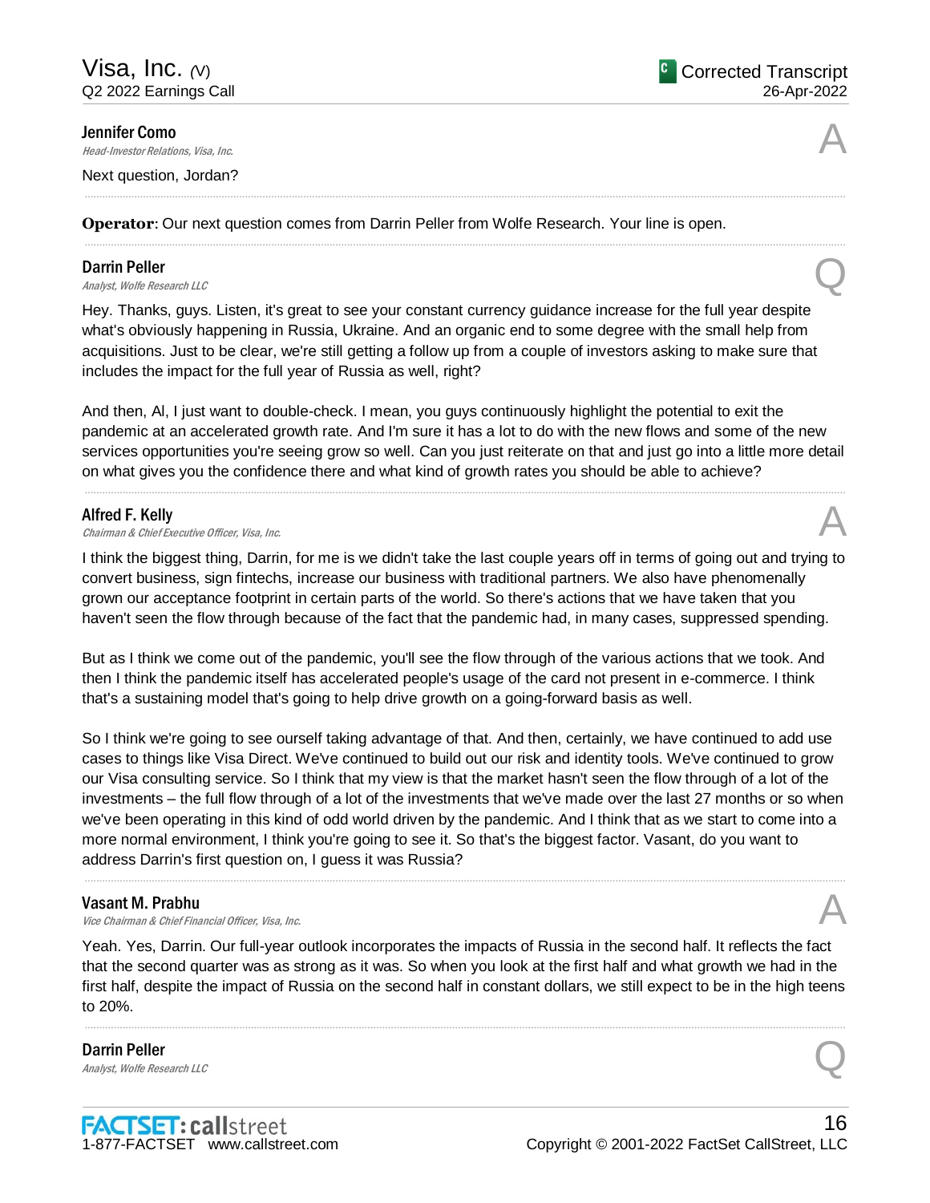**Jennifer Como**
*Head-Investor Relations, Visa, Inc.*

A

Next question, Jordan?

---

**Operator**: Our next question comes from Darrin Peller from Wolfe Research. Your line is open.

---

**Darrin Peller**
*Analyst, Wolfe Research LLC*

Q

Hey. Thanks, guys. Listen, it's great to see your constant currency guidance increase for the full year despite what's obviously happening in Russia, Ukraine. And an organic end to some degree with the small help from acquisitions. Just to be clear, we're still getting a follow up from a couple of investors asking to make sure that includes the impact for the full year of Russia as well, right?

And then, Al, I just want to double-check. I mean, you guys continuously highlight the potential to exit the pandemic at an accelerated growth rate. And I'm sure it has a lot to do with the new flows and some of the new services opportunities you're seeing grow so well. Can you just reiterate on that and just go into a little more detail on what gives you the confidence there and what kind of growth rates you should be able to achieve?

---

**Alfred F. Kelly**
*Chairman & Chief Executive Officer, Visa, Inc.*

A

I think the biggest thing, Darrin, for me is we didn't take the last couple years off in terms of going out and trying to convert business, sign fintechs, increase our business with traditional partners. We also have phenomenally grown our acceptance footprint in certain parts of the world. So there's actions that we have taken that you haven't seen the flow through because of the fact that the pandemic had, in many cases, suppressed spending.

But as I think we come out of the pandemic, you'll see the flow through of the various actions that we took. And then I think the pandemic itself has accelerated people's usage of the card not present in e-commerce. I think that's a sustaining model that's going to help drive growth on a going-forward basis as well.

So I think we're going to see ourself taking advantage of that. And then, certainly, we have continued to add use cases to things like Visa Direct. We've continued to build out our risk and identity tools. We've continued to grow our Visa consulting service. So I think that my view is that the market hasn't seen the flow through of a lot of the investments – the full flow through of a lot of the investments that we've made over the last 27 months or so when we've been operating in this kind of odd world driven by the pandemic. And I think that as we start to come into a more normal environment, I think you're going to see it. So that's the biggest factor. Vasant, do you want to address Darrin's first question on, I guess it was Russia?

---

**Vasant M. Prabhu**
*Vice Chairman & Chief Financial Officer, Visa, Inc.*

A

Yeah. Yes, Darrin. Our full-year outlook incorporates the impacts of Russia in the second half. It reflects the fact that the second quarter was as strong as it was. So when you look at the first half and what growth we had in the first half, despite the impact of Russia on the second half in constant dollars, we still expect to be in the high teens to 20%.

---

**Darrin Peller**
*Analyst, Wolfe Research LLC*

Q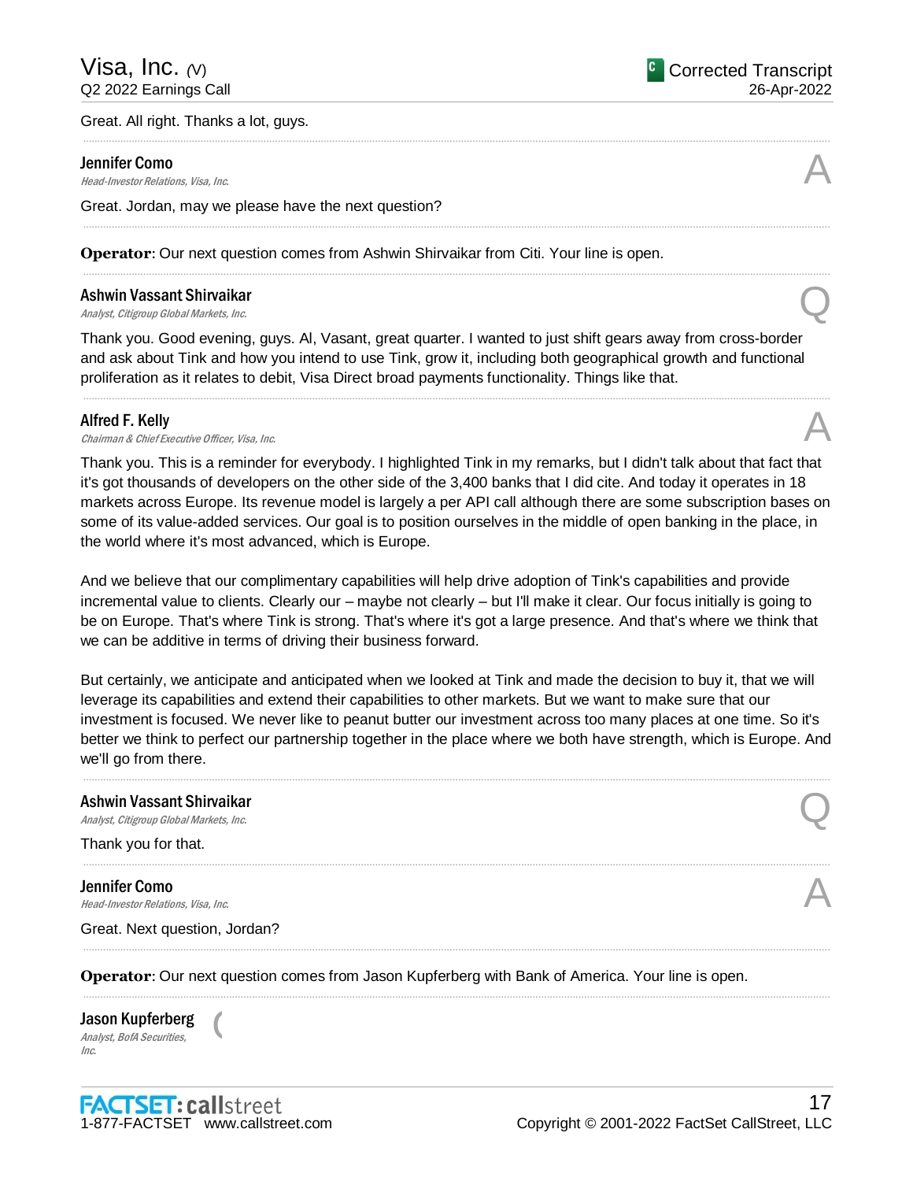Great. All right. Thanks a lot, guys.

---

**Jennifer Como**
*Head-Investor Relations, Visa, Inc.*

Great. Jordan, may we please have the next question?

---

**Operator**: Our next question comes from Ashwin Shirvaikar from Citi. Your line is open.

---

**Ashwin Vassant Shirvaikar**
*Analyst, Citigroup Global Markets, Inc.*

Thank you. Good evening, guys. Al, Vasant, great quarter. I wanted to just shift gears away from cross-border and ask about Tink and how you intend to use Tink, grow it, including both geographical growth and functional proliferation as it relates to debit, Visa Direct broad payments functionality. Things like that.

---

**Alfred F. Kelly**
*Chairman & Chief Executive Officer, Visa, Inc.*

Thank you. This is a reminder for everybody. I highlighted Tink in my remarks, but I didn't talk about that fact that it's got thousands of developers on the other side of the 3,400 banks that I did cite. And today it operates in 18 markets across Europe. Its revenue model is largely a per API call although there are some subscription bases on some of its value-added services. Our goal is to position ourselves in the middle of open banking in the place, in the world where it's most advanced, which is Europe.

And we believe that our complimentary capabilities will help drive adoption of Tink's capabilities and provide incremental value to clients. Clearly our – maybe not clearly – but I'll make it clear. Our focus initially is going to be on Europe. That's where Tink is strong. That's where it's got a large presence. And that's where we think that we can be additive in terms of driving their business forward.

But certainly, we anticipate and anticipated when we looked at Tink and made the decision to buy it, that we will leverage its capabilities and extend their capabilities to other markets. But we want to make sure that our investment is focused. We never like to peanut butter our investment across too many places at one time. So it's better we think to perfect our partnership together in the place where we both have strength, which is Europe. And we'll go from there.

---

**Ashwin Vassant Shirvaikar**
*Analyst, Citigroup Global Markets, Inc.*

Thank you for that.

---

**Jennifer Como**
*Head-Investor Relations, Visa, Inc.*

Great. Next question, Jordan?

---

**Operator**: Our next question comes from Jason Kupferberg with Bank of America. Your line is open.

---

**Jason Kupferberg**
*Analyst, BofA Securities, Inc.*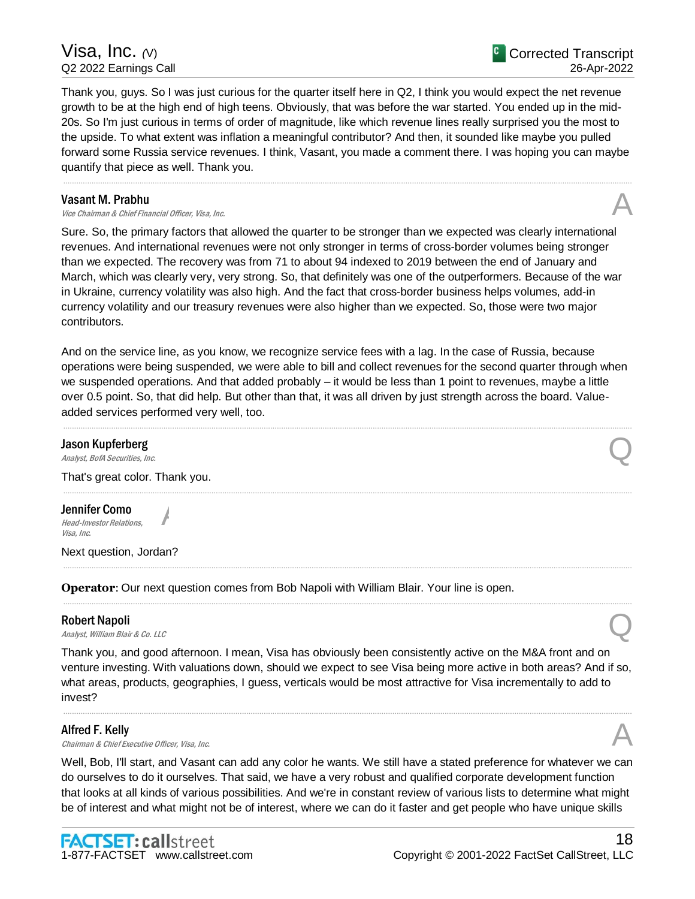Thank you, guys. So I was just curious for the quarter itself here in Q2, I think you would expect the net revenue growth to be at the high end of high teens. Obviously, that was before the war started. You ended up in the mid-20s. So I'm just curious in terms of order of magnitude, like which revenue lines really surprised you the most to the upside. To what extent was inflation a meaningful contributor? And then, it sounded like maybe you pulled forward some Russia service revenues. I think, Vasant, you made a comment there. I was hoping you can maybe quantify that piece as well. Thank you.

---

**Vasant M. Prabhu**
*Vice Chairman & Chief Financial Officer, Visa, Inc.*

A

Sure. So, the primary factors that allowed the quarter to be stronger than we expected was clearly international revenues. And international revenues were not only stronger in terms of cross-border volumes being stronger than we expected. The recovery was from 71 to about 94 indexed to 2019 between the end of January and March, which was clearly very, very strong. So, that definitely was one of the outperformers. Because of the war in Ukraine, currency volatility was also high. And the fact that cross-border business helps volumes, add-in currency volatility and our treasury revenues were also higher than we expected. So, those were two major contributors.

And on the service line, as you know, we recognize service fees with a lag. In the case of Russia, because operations were being suspended, we were able to bill and collect revenues for the second quarter through when we suspended operations. And that added probably – it would be less than 1 point to revenues, maybe a little over 0.5 point. So, that did help. But other than that, it was all driven by just strength across the board. Value-added services performed very well, too.

---

**Jason Kupferberg**
*Analyst, BofA Securities, Inc.*

Q

That's great color. Thank you.

---

**Jennifer Como**
*Head-Investor Relations, Visa, Inc.*

A

Next question, Jordan?

---

**Operator**: Our next question comes from Bob Napoli with William Blair. Your line is open.

---

**Robert Napoli**
*Analyst, William Blair & Co. LLC*

Q

Thank you, and good afternoon. I mean, Visa has obviously been consistently active on the M&A front and on venture investing. With valuations down, should we expect to see Visa being more active in both areas? And if so, what areas, products, geographies, I guess, verticals would be most attractive for Visa incrementally to add to invest?

---

**Alfred F. Kelly**
*Chairman & Chief Executive Officer, Visa, Inc.*

A

Well, Bob, I'll start, and Vasant can add any color he wants. We still have a stated preference for whatever we can do ourselves to do it ourselves. That said, we have a very robust and qualified corporate development function that looks at all kinds of various possibilities. And we're in constant review of various lists to determine what might be of interest and what might not be of interest, where we can do it faster and get people who have unique skills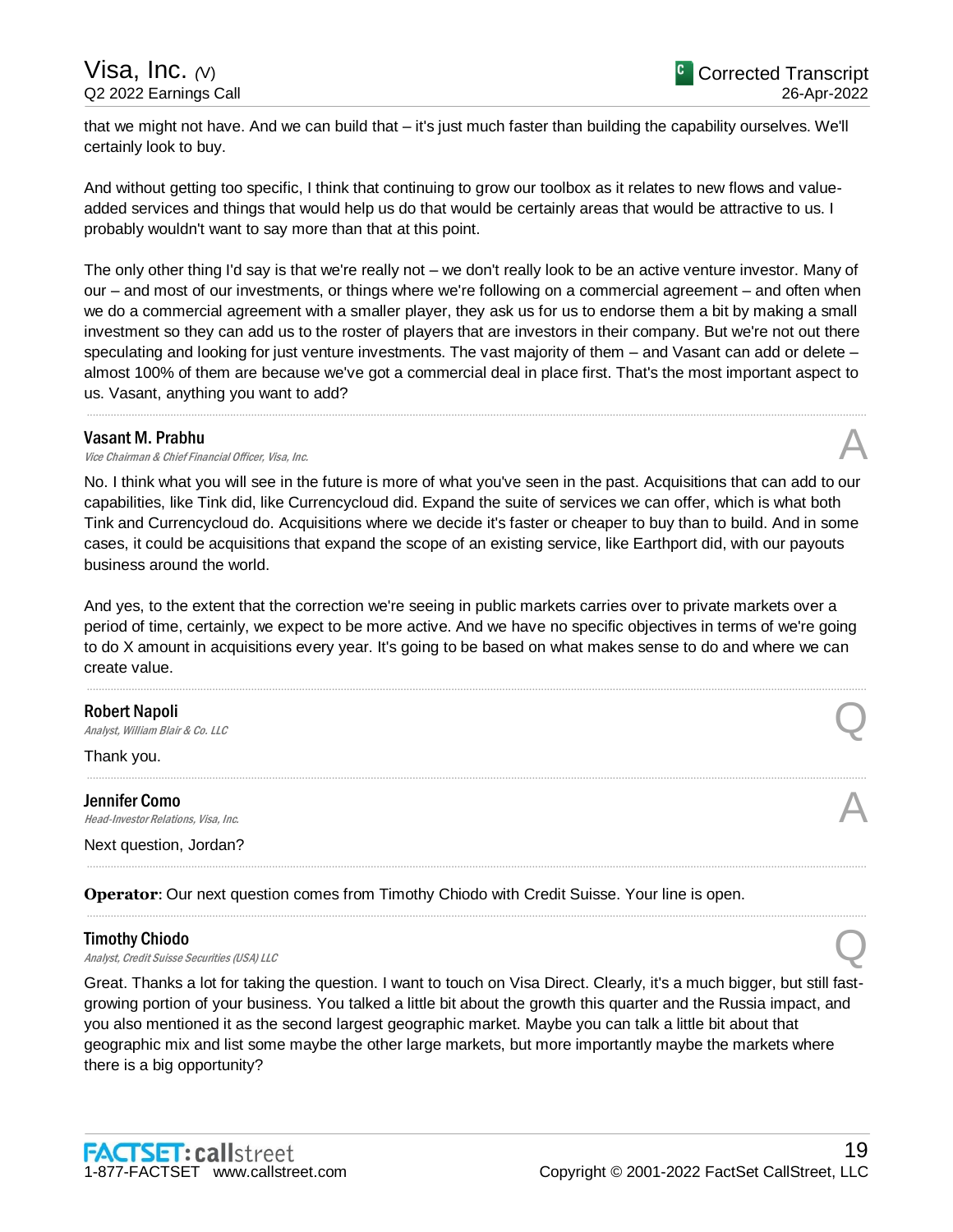that we might not have. And we can build that – it's just much faster than building the capability ourselves. We'll certainly look to buy.

And without getting too specific, I think that continuing to grow our toolbox as it relates to new flows and value-added services and things that would help us do that would be certainly areas that would be attractive to us. I probably wouldn't want to say more than that at this point.

The only other thing I'd say is that we're really not – we don't really look to be an active venture investor. Many of our – and most of our investments, or things where we're following on a commercial agreement – and often when we do a commercial agreement with a smaller player, they ask us for us to endorse them a bit by making a small investment so they can add us to the roster of players that are investors in their company. But we're not out there speculating and looking for just venture investments. The vast majority of them – and Vasant can add or delete – almost 100% of them are because we've got a commercial deal in place first. That's the most important aspect to us. Vasant, anything you want to add?

---

**Vasant M. Prabhu**
*Vice Chairman & Chief Financial Officer, Visa, Inc.* **A**

No. I think what you will see in the future is more of what you've seen in the past. Acquisitions that can add to our capabilities, like Tink did, like Currencycloud did. Expand the suite of services we can offer, which is what both Tink and Currencycloud do. Acquisitions where we decide it's faster or cheaper to buy than to build. And in some cases, it could be acquisitions that expand the scope of an existing service, like Earthport did, with our payouts business around the world.

And yes, to the extent that the correction we're seeing in public markets carries over to private markets over a period of time, certainly, we expect to be more active. And we have no specific objectives in terms of we're going to do X amount in acquisitions every year. It's going to be based on what makes sense to do and where we can create value.

---

**Robert Napoli**
*Analyst, William Blair & Co. LLC* **Q**

Thank you.

---

**Jennifer Como**
*Head-Investor Relations, Visa, Inc.* **A**

Next question, Jordan?

---

**Operator**: Our next question comes from Timothy Chiodo with Credit Suisse. Your line is open.

---

**Timothy Chiodo**
*Analyst, Credit Suisse Securities (USA) LLC* **Q**

Great. Thanks a lot for taking the question. I want to touch on Visa Direct. Clearly, it's a much bigger, but still fast-growing portion of your business. You talked a little bit about the growth this quarter and the Russia impact, and you also mentioned it as the second largest geographic market. Maybe you can talk a little bit about that geographic mix and list some maybe the other large markets, but more importantly maybe the markets where there is a big opportunity?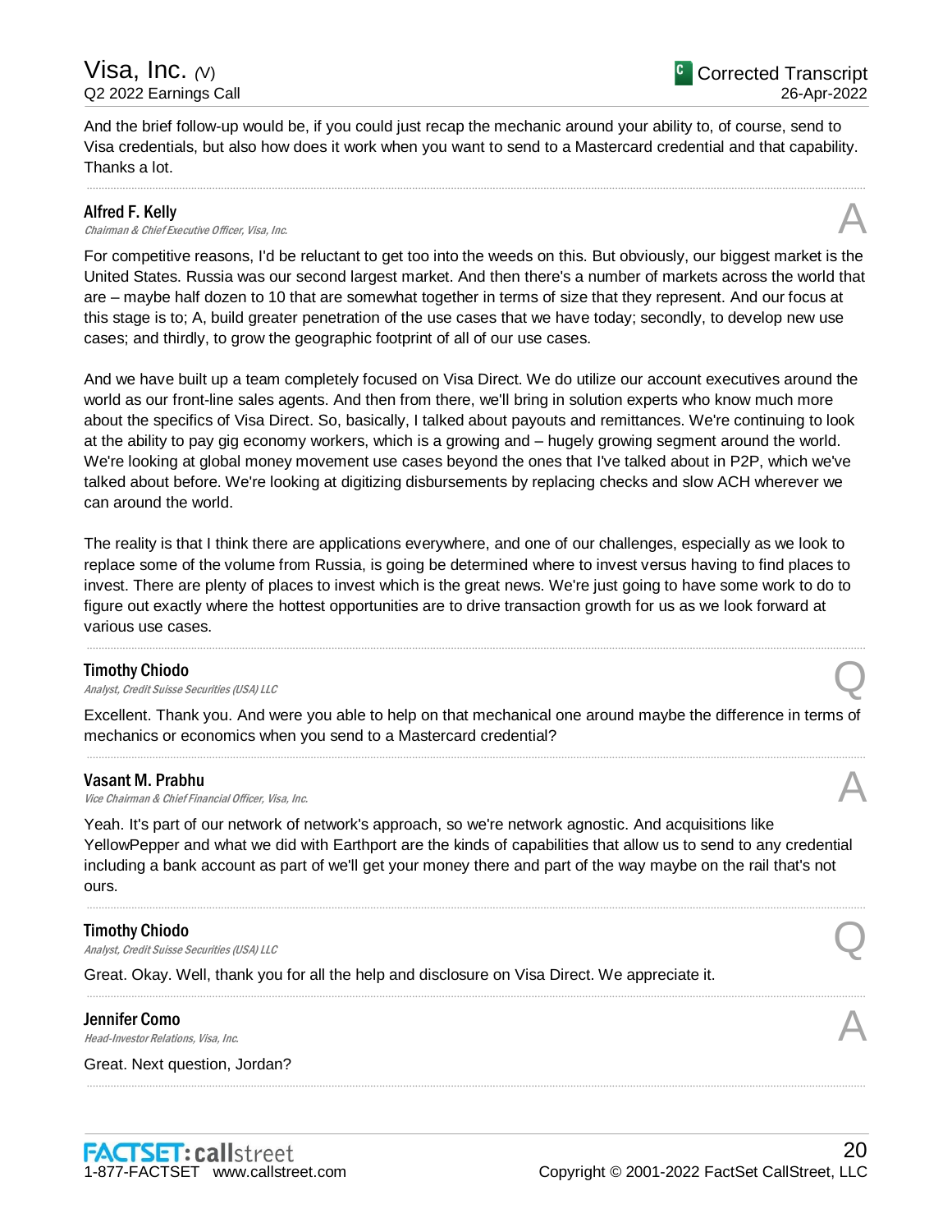And the brief follow-up would be, if you could just recap the mechanic around your ability to, of course, send to Visa credentials, but also how does it work when you want to send to a Mastercard credential and that capability. Thanks a lot.

---

**Alfred F. Kelly**
*Chairman & Chief Executive Officer, Visa, Inc.*

A

For competitive reasons, I'd be reluctant to get too into the weeds on this. But obviously, our biggest market is the United States. Russia was our second largest market. And then there's a number of markets across the world that are – maybe half dozen to 10 that are somewhat together in terms of size that they represent. And our focus at this stage is to; A, build greater penetration of the use cases that we have today; secondly, to develop new use cases; and thirdly, to grow the geographic footprint of all of our use cases.

And we have built up a team completely focused on Visa Direct. We do utilize our account executives around the world as our front-line sales agents. And then from there, we'll bring in solution experts who know much more about the specifics of Visa Direct. So, basically, I talked about payouts and remittances. We're continuing to look at the ability to pay gig economy workers, which is a growing and – hugely growing segment around the world. We're looking at global money movement use cases beyond the ones that I've talked about in P2P, which we've talked about before. We're looking at digitizing disbursements by replacing checks and slow ACH wherever we can around the world.

The reality is that I think there are applications everywhere, and one of our challenges, especially as we look to replace some of the volume from Russia, is going be determined where to invest versus having to find places to invest. There are plenty of places to invest which is the great news. We're just going to have some work to do to figure out exactly where the hottest opportunities are to drive transaction growth for us as we look forward at various use cases.

---

**Timothy Chiodo**
*Analyst, Credit Suisse Securities (USA) LLC*

Q

Excellent. Thank you. And were you able to help on that mechanical one around maybe the difference in terms of mechanics or economics when you send to a Mastercard credential?

---

**Vasant M. Prabhu**
*Vice Chairman & Chief Financial Officer, Visa, Inc.*

A

Yeah. It's part of our network of network's approach, so we're network agnostic. And acquisitions like YellowPepper and what we did with Earthport are the kinds of capabilities that allow us to send to any credential including a bank account as part of we'll get your money there and part of the way maybe on the rail that's not ours.

---

**Timothy Chiodo**
*Analyst, Credit Suisse Securities (USA) LLC*

Q

Great. Okay. Well, thank you for all the help and disclosure on Visa Direct. We appreciate it.

---

**Jennifer Como**
*Head-Investor Relations, Visa, Inc.*

A

Great. Next question, Jordan?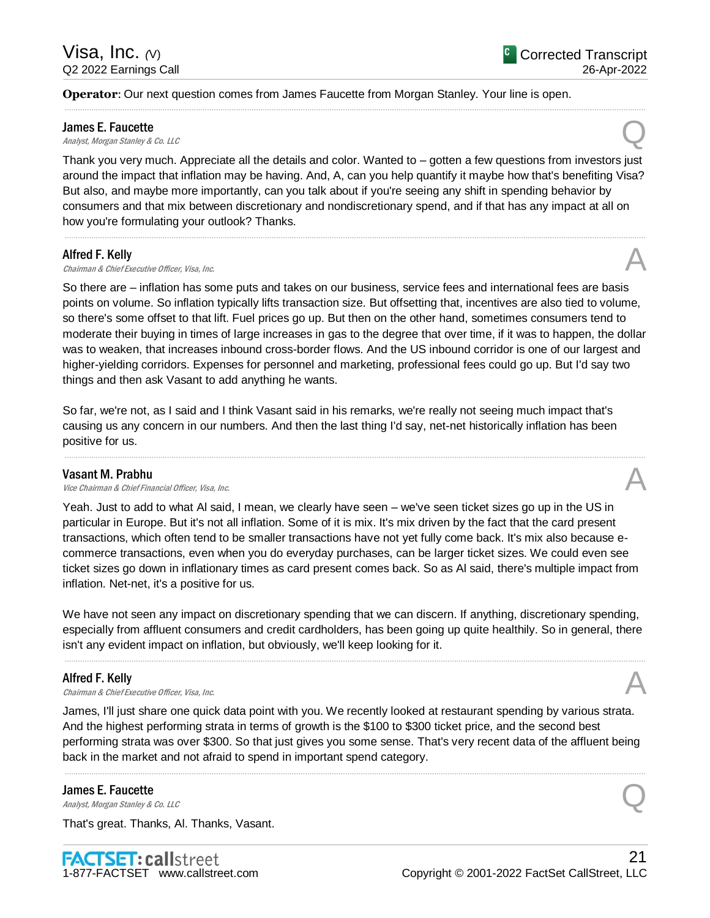**Operator**: Our next question comes from James Faucette from Morgan Stanley. Your line is open.

---

**James E. Faucette**
*Analyst, Morgan Stanley & Co. LLC* — Q

Thank you very much. Appreciate all the details and color. Wanted to – gotten a few questions from investors just around the impact that inflation may be having. And, A, can you help quantify it maybe how that's benefiting Visa? But also, and maybe more importantly, can you talk about if you're seeing any shift in spending behavior by consumers and that mix between discretionary and nondiscretionary spend, and if that has any impact at all on how you're formulating your outlook? Thanks.

---

**Alfred F. Kelly**
*Chairman & Chief Executive Officer, Visa, Inc.* — A

So there are – inflation has some puts and takes on our business, service fees and international fees are basis points on volume. So inflation typically lifts transaction size. But offsetting that, incentives are also tied to volume, so there's some offset to that lift. Fuel prices go up. But then on the other hand, sometimes consumers tend to moderate their buying in times of large increases in gas to the degree that over time, if it was to happen, the dollar was to weaken, that increases inbound cross-border flows. And the US inbound corridor is one of our largest and higher-yielding corridors. Expenses for personnel and marketing, professional fees could go up. But I'd say two things and then ask Vasant to add anything he wants.

So far, we're not, as I said and I think Vasant said in his remarks, we're really not seeing much impact that's causing us any concern in our numbers. And then the last thing I'd say, net-net historically inflation has been positive for us.

---

**Vasant M. Prabhu**
*Vice Chairman & Chief Financial Officer, Visa, Inc.* — A

Yeah. Just to add to what Al said, I mean, we clearly have seen – we've seen ticket sizes go up in the US in particular in Europe. But it's not all inflation. Some of it is mix. It's mix driven by the fact that the card present transactions, which often tend to be smaller transactions have not yet fully come back. It's mix also because e-commerce transactions, even when you do everyday purchases, can be larger ticket sizes. We could even see ticket sizes go down in inflationary times as card present comes back. So as Al said, there's multiple impact from inflation. Net-net, it's a positive for us.

We have not seen any impact on discretionary spending that we can discern. If anything, discretionary spending, especially from affluent consumers and credit cardholders, has been going up quite healthily. So in general, there isn't any evident impact on inflation, but obviously, we'll keep looking for it.

---

**Alfred F. Kelly**
*Chairman & Chief Executive Officer, Visa, Inc.* — A

James, I'll just share one quick data point with you. We recently looked at restaurant spending by various strata. And the highest performing strata in terms of growth is the $100 to $300 ticket price, and the second best performing strata was over $300. So that just gives you some sense. That's very recent data of the affluent being back in the market and not afraid to spend in important spend category.

---

**James E. Faucette**
*Analyst, Morgan Stanley & Co. LLC* — Q

That's great. Thanks, Al. Thanks, Vasant.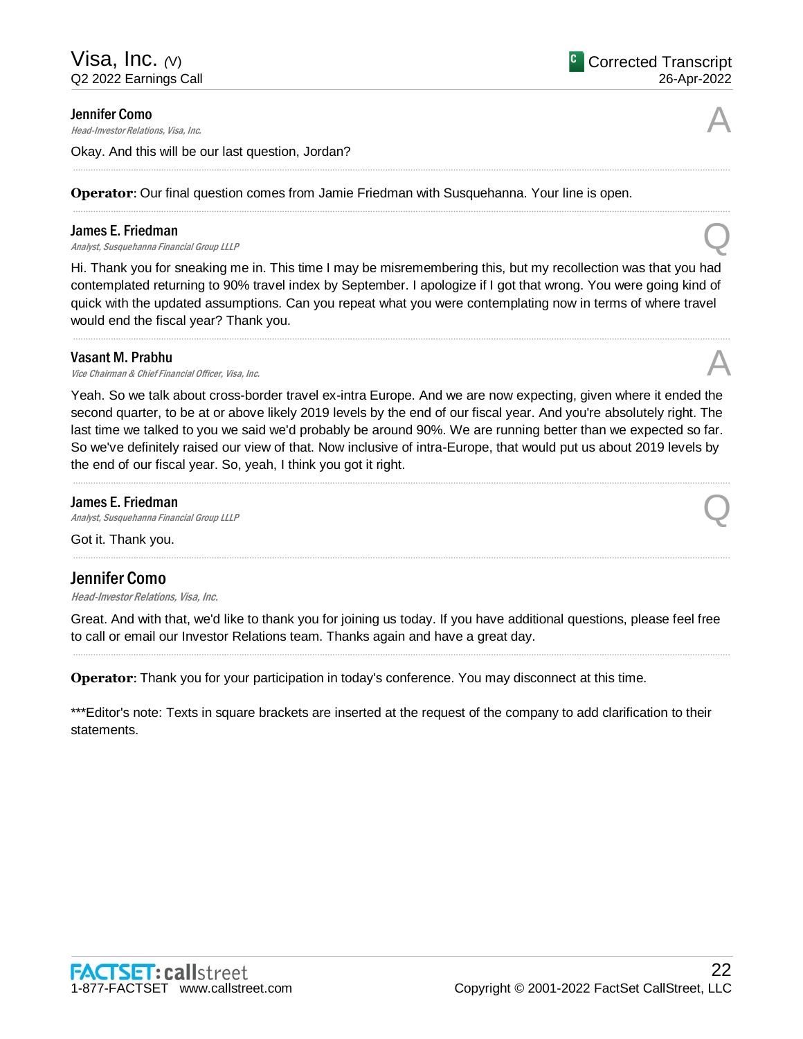**Jennifer Como**
*Head-Investor Relations, Visa, Inc.*

A

Okay. And this will be our last question, Jordan?

---

**Operator**: Our final question comes from Jamie Friedman with Susquehanna. Your line is open.

---

**James E. Friedman**
*Analyst, Susquehanna Financial Group LLLP*

Q

Hi. Thank you for sneaking me in. This time I may be misremembering this, but my recollection was that you had contemplated returning to 90% travel index by September. I apologize if I got that wrong. You were going kind of quick with the updated assumptions. Can you repeat what you were contemplating now in terms of where travel would end the fiscal year? Thank you.

---

**Vasant M. Prabhu**
*Vice Chairman & Chief Financial Officer, Visa, Inc.*

A

Yeah. So we talk about cross-border travel ex-intra Europe. And we are now expecting, given where it ended the second quarter, to be at or above likely 2019 levels by the end of our fiscal year. And you're absolutely right. The last time we talked to you we said we'd probably be around 90%. We are running better than we expected so far. So we've definitely raised our view of that. Now inclusive of intra-Europe, that would put us about 2019 levels by the end of our fiscal year. So, yeah, I think you got it right.

---

**James E. Friedman**
*Analyst, Susquehanna Financial Group LLLP*

Q

Got it. Thank you.

---

## Jennifer Como

*Head-Investor Relations, Visa, Inc.*

Great. And with that, we'd like to thank you for joining us today. If you have additional questions, please feel free to call or email our Investor Relations team. Thanks again and have a great day.

---

**Operator**: Thank you for your participation in today's conference. You may disconnect at this time.

***Editor's note: Texts in square brackets are inserted at the request of the company to add clarification to their statements.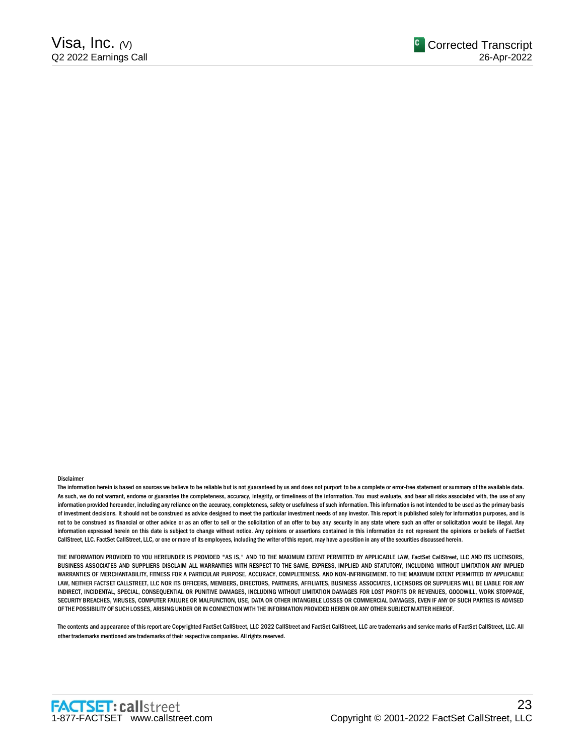Disclaimer

The information herein is based on sources we believe to be reliable but is not guaranteed by us and does not purport to be a complete or error-free statement or summary of the available data. As such, we do not warrant, endorse or guarantee the completeness, accuracy, integrity, or timeliness of the information. You must evaluate, and bear all risks associated with, the use of any information provided hereunder, including any reliance on the accuracy, completeness, safety or usefulness of such information. This information is not intended to be used as the primary basis of investment decisions. It should not be construed as advice designed to meet the particular investment needs of any investor. This report is published solely for information purposes, and is not to be construed as financial or other advice or as an offer to sell or the solicitation of an offer to buy any security in any state where such an offer or solicitation would be illegal. Any information expressed herein on this date is subject to change without notice. Any opinions or assertions contained in this information do not represent the opinions or beliefs of FactSet CallStreet, LLC. FactSet CallStreet, LLC, or one or more of its employees, including the writer of this report, may have a position in any of the securities discussed herein.

THE INFORMATION PROVIDED TO YOU HEREUNDER IS PROVIDED "AS IS," AND TO THE MAXIMUM EXTENT PERMITTED BY APPLICABLE LAW, FactSet CallStreet, LLC AND ITS LICENSORS, BUSINESS ASSOCIATES AND SUPPLIERS DISCLAIM ALL WARRANTIES WITH RESPECT TO THE SAME, EXPRESS, IMPLIED AND STATUTORY, INCLUDING WITHOUT LIMITATION ANY IMPLIED WARRANTIES OF MERCHANTABILITY, FITNESS FOR A PARTICULAR PURPOSE, ACCURACY, COMPLETENESS, AND NON-INFRINGEMENT. TO THE MAXIMUM EXTENT PERMITTED BY APPLICABLE LAW, NEITHER FACTSET CALLSTREET, LLC NOR ITS OFFICERS, MEMBERS, DIRECTORS, PARTNERS, AFFILIATES, BUSINESS ASSOCIATES, LICENSORS OR SUPPLIERS WILL BE LIABLE FOR ANY INDIRECT, INCIDENTAL, SPECIAL, CONSEQUENTIAL OR PUNITIVE DAMAGES, INCLUDING WITHOUT LIMITATION DAMAGES FOR LOST PROFITS OR REVENUES, GOODWILL, WORK STOPPAGE, SECURITY BREACHES, VIRUSES, COMPUTER FAILURE OR MALFUNCTION, USE, DATA OR OTHER INTANGIBLE LOSSES OR COMMERCIAL DAMAGES, EVEN IF ANY OF SUCH PARTIES IS ADVISED OF THE POSSIBILITY OF SUCH LOSSES, ARISING UNDER OR IN CONNECTION WITH THE INFORMATION PROVIDED HEREIN OR ANY OTHER SUBJECT MATTER HEREOF.

The contents and appearance of this report are Copyrighted FactSet CallStreet, LLC 2022 CallStreet and FactSet CallStreet, LLC are trademarks and service marks of FactSet CallStreet, LLC. All other trademarks mentioned are trademarks of their respective companies. All rights reserved.